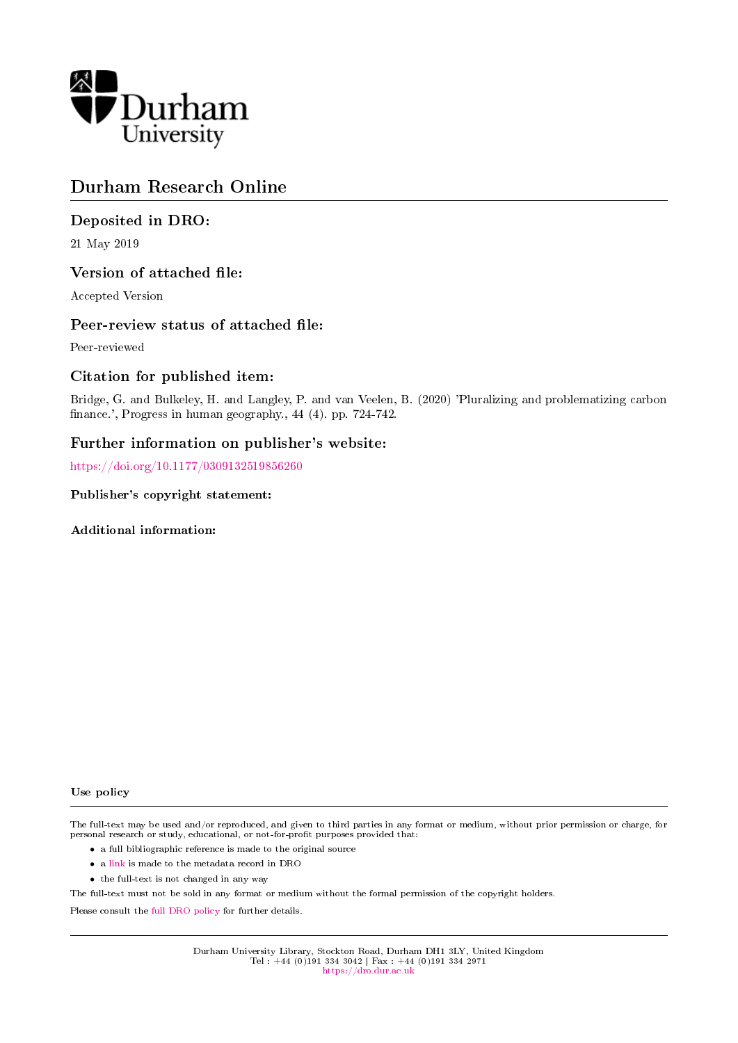Durham University

# Durham Research Online

## Deposited in DRO:

21 May 2019

## Version of attached file:

Accepted Version

## Peer-review status of attached file:

Peer-reviewed

## Citation for published item:

Bridge, G. and Bulkeley, H. and Langley, P. and van Veelen, B. (2020) 'Pluralizing and problematizing carbon finance.', Progress in human geography., 44 (4). pp. 724-742.

## Further information on publisher's website:

https://doi.org/10.1177/0309132519856260

**Publisher's copyright statement:**

**Additional information:**

**Use policy**

The full-text may be used and/or reproduced, and given to third parties in any format or medium, without prior permission or charge, for personal research or study, educational, or not-for-profit purposes provided that:

- a full bibliographic reference is made to the original source
- a link is made to the metadata record in DRO
- the full-text is not changed in any way

The full-text must not be sold in any format or medium without the formal permission of the copyright holders.

Please consult the full DRO policy for further details.

Durham University Library, Stockton Road, Durham DH1 3LY, United Kingdom
Tel : +44 (0)191 334 3042 | Fax : +44 (0)191 334 2971
https://dro.dur.ac.uk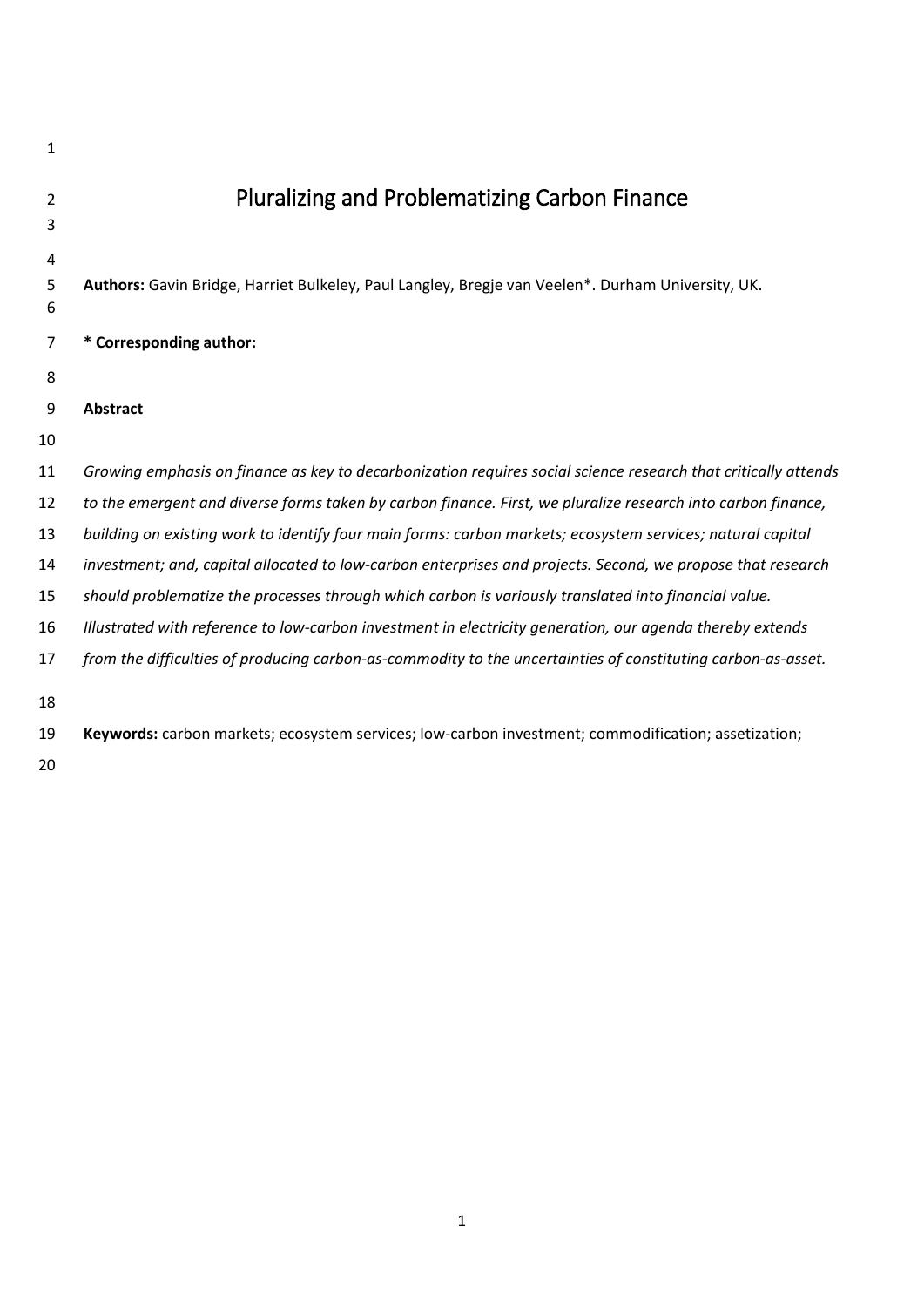# Pluralizing and Problematizing Carbon Finance

**Authors:** Gavin Bridge, Harriet Bulkeley, Paul Langley, Bregje van Veelen*. Durham University, UK.

**\* Corresponding author:**

**Abstract**

*Growing emphasis on finance as key to decarbonization requires social science research that critically attends to the emergent and diverse forms taken by carbon finance. First, we pluralize research into carbon finance, building on existing work to identify four main forms: carbon markets; ecosystem services; natural capital investment; and, capital allocated to low-carbon enterprises and projects. Second, we propose that research should problematize the processes through which carbon is variously translated into financial value. Illustrated with reference to low-carbon investment in electricity generation, our agenda thereby extends from the difficulties of producing carbon-as-commodity to the uncertainties of constituting carbon-as-asset.*

**Keywords:** carbon markets; ecosystem services; low-carbon investment; commodification; assetization;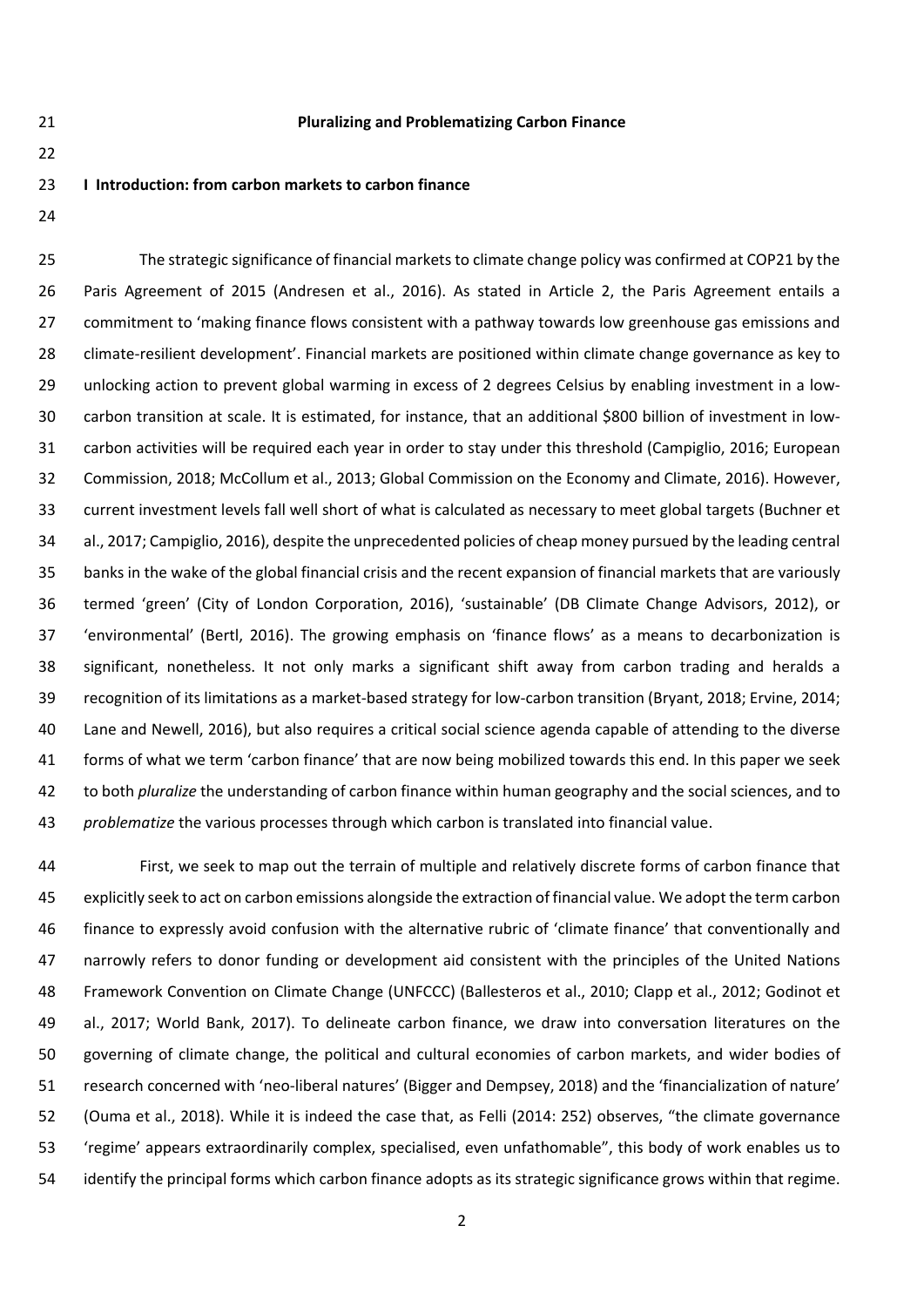**Pluralizing and Problematizing Carbon Finance**

## I Introduction: from carbon markets to carbon finance

The strategic significance of financial markets to climate change policy was confirmed at COP21 by the Paris Agreement of 2015 (Andresen et al., 2016). As stated in Article 2, the Paris Agreement entails a commitment to 'making finance flows consistent with a pathway towards low greenhouse gas emissions and climate-resilient development'. Financial markets are positioned within climate change governance as key to unlocking action to prevent global warming in excess of 2 degrees Celsius by enabling investment in a low-carbon transition at scale. It is estimated, for instance, that an additional $800 billion of investment in low-carbon activities will be required each year in order to stay under this threshold (Campiglio, 2016; European Commission, 2018; McCollum et al., 2013; Global Commission on the Economy and Climate, 2016). However, current investment levels fall well short of what is calculated as necessary to meet global targets (Buchner et al., 2017; Campiglio, 2016), despite the unprecedented policies of cheap money pursued by the leading central banks in the wake of the global financial crisis and the recent expansion of financial markets that are variously termed 'green' (City of London Corporation, 2016), 'sustainable' (DB Climate Change Advisors, 2012), or 'environmental' (Bertl, 2016). The growing emphasis on 'finance flows' as a means to decarbonization is significant, nonetheless. It not only marks a significant shift away from carbon trading and heralds a recognition of its limitations as a market-based strategy for low-carbon transition (Bryant, 2018; Ervine, 2014; Lane and Newell, 2016), but also requires a critical social science agenda capable of attending to the diverse forms of what we term 'carbon finance' that are now being mobilized towards this end. In this paper we seek to both *pluralize* the understanding of carbon finance within human geography and the social sciences, and to *problematize* the various processes through which carbon is translated into financial value.

First, we seek to map out the terrain of multiple and relatively discrete forms of carbon finance that explicitly seek to act on carbon emissions alongside the extraction of financial value. We adopt the term carbon finance to expressly avoid confusion with the alternative rubric of 'climate finance' that conventionally and narrowly refers to donor funding or development aid consistent with the principles of the United Nations Framework Convention on Climate Change (UNFCCC) (Ballesteros et al., 2010; Clapp et al., 2012; Godinot et al., 2017; World Bank, 2017). To delineate carbon finance, we draw into conversation literatures on the governing of climate change, the political and cultural economies of carbon markets, and wider bodies of research concerned with 'neo-liberal natures' (Bigger and Dempsey, 2018) and the 'financialization of nature' (Ouma et al., 2018). While it is indeed the case that, as Felli (2014: 252) observes, "the climate governance 'regime' appears extraordinarily complex, specialised, even unfathomable", this body of work enables us to identify the principal forms which carbon finance adopts as its strategic significance grows within that regime.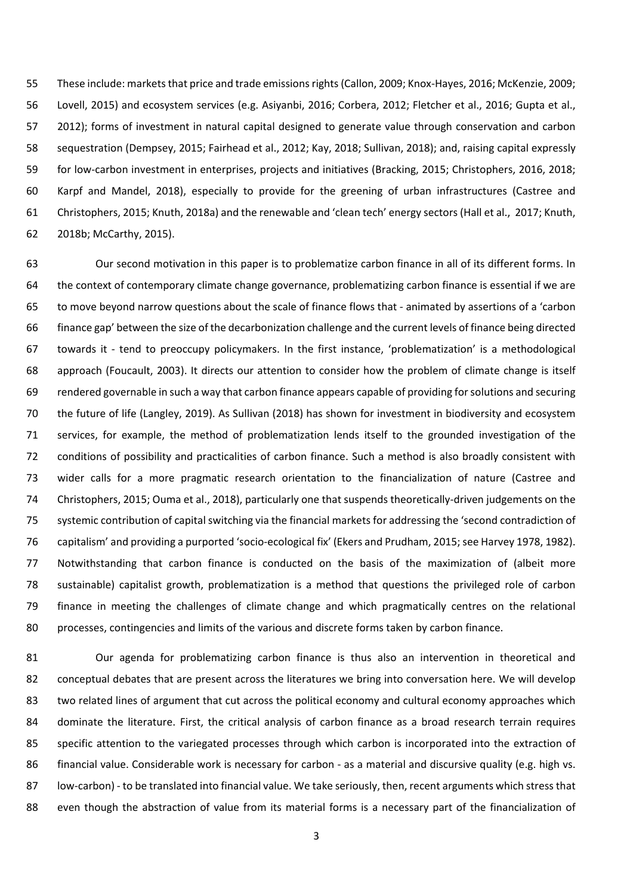These include: markets that price and trade emissions rights (Callon, 2009; Knox-Hayes, 2016; McKenzie, 2009; Lovell, 2015) and ecosystem services (e.g. Asiyanbi, 2016; Corbera, 2012; Fletcher et al., 2016; Gupta et al., 2012); forms of investment in natural capital designed to generate value through conservation and carbon sequestration (Dempsey, 2015; Fairhead et al., 2012; Kay, 2018; Sullivan, 2018); and, raising capital expressly for low-carbon investment in enterprises, projects and initiatives (Bracking, 2015; Christophers, 2016, 2018; Karpf and Mandel, 2018), especially to provide for the greening of urban infrastructures (Castree and Christophers, 2015; Knuth, 2018a) and the renewable and 'clean tech' energy sectors (Hall et al., 2017; Knuth, 2018b; McCarthy, 2015).

Our second motivation in this paper is to problematize carbon finance in all of its different forms. In the context of contemporary climate change governance, problematizing carbon finance is essential if we are to move beyond narrow questions about the scale of finance flows that - animated by assertions of a 'carbon finance gap' between the size of the decarbonization challenge and the current levels of finance being directed towards it - tend to preoccupy policymakers. In the first instance, 'problematization' is a methodological approach (Foucault, 2003). It directs our attention to consider how the problem of climate change is itself rendered governable in such a way that carbon finance appears capable of providing for solutions and securing the future of life (Langley, 2019). As Sullivan (2018) has shown for investment in biodiversity and ecosystem services, for example, the method of problematization lends itself to the grounded investigation of the conditions of possibility and practicalities of carbon finance. Such a method is also broadly consistent with wider calls for a more pragmatic research orientation to the financialization of nature (Castree and Christophers, 2015; Ouma et al., 2018), particularly one that suspends theoretically-driven judgements on the systemic contribution of capital switching via the financial markets for addressing the 'second contradiction of capitalism' and providing a purported 'socio-ecological fix' (Ekers and Prudham, 2015; see Harvey 1978, 1982). Notwithstanding that carbon finance is conducted on the basis of the maximization of (albeit more sustainable) capitalist growth, problematization is a method that questions the privileged role of carbon finance in meeting the challenges of climate change and which pragmatically centres on the relational processes, contingencies and limits of the various and discrete forms taken by carbon finance.

Our agenda for problematizing carbon finance is thus also an intervention in theoretical and conceptual debates that are present across the literatures we bring into conversation here. We will develop two related lines of argument that cut across the political economy and cultural economy approaches which dominate the literature. First, the critical analysis of carbon finance as a broad research terrain requires specific attention to the variegated processes through which carbon is incorporated into the extraction of financial value. Considerable work is necessary for carbon - as a material and discursive quality (e.g. high vs. low-carbon) - to be translated into financial value. We take seriously, then, recent arguments which stress that even though the abstraction of value from its material forms is a necessary part of the financialization of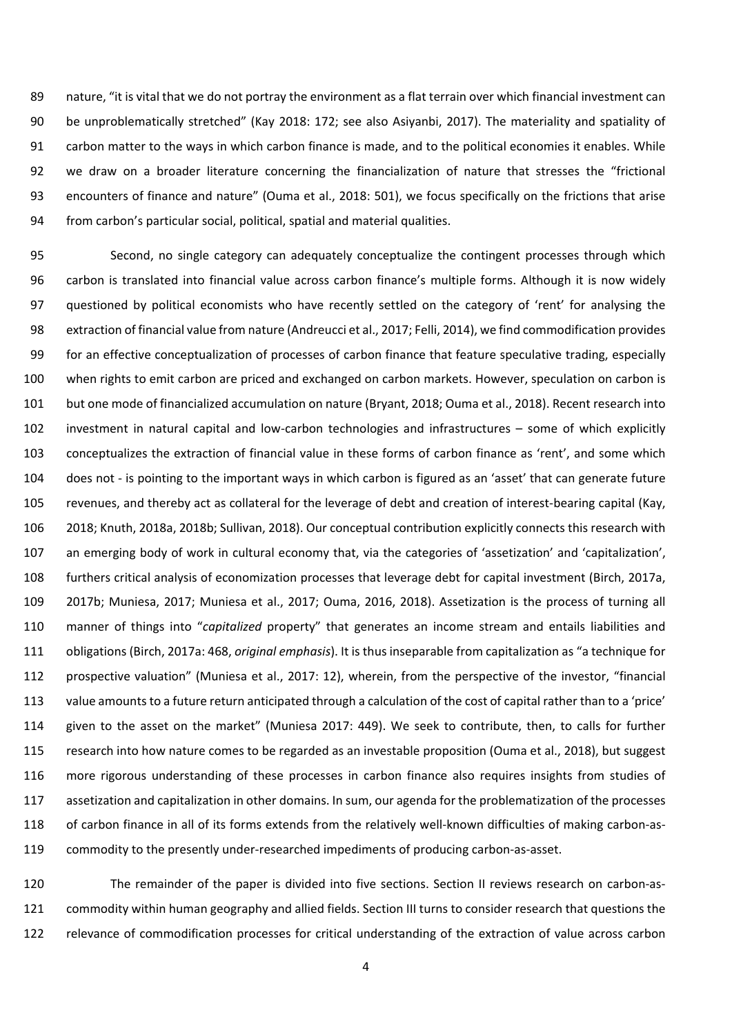nature, "it is vital that we do not portray the environment as a flat terrain over which financial investment can be unproblematically stretched" (Kay 2018: 172; see also Asiyanbi, 2017). The materiality and spatiality of carbon matter to the ways in which carbon finance is made, and to the political economies it enables. While we draw on a broader literature concerning the financialization of nature that stresses the "frictional encounters of finance and nature" (Ouma et al., 2018: 501), we focus specifically on the frictions that arise from carbon's particular social, political, spatial and material qualities.

Second, no single category can adequately conceptualize the contingent processes through which carbon is translated into financial value across carbon finance's multiple forms. Although it is now widely questioned by political economists who have recently settled on the category of 'rent' for analysing the extraction of financial value from nature (Andreucci et al., 2017; Felli, 2014), we find commodification provides for an effective conceptualization of processes of carbon finance that feature speculative trading, especially when rights to emit carbon are priced and exchanged on carbon markets. However, speculation on carbon is but one mode of financialized accumulation on nature (Bryant, 2018; Ouma et al., 2018). Recent research into investment in natural capital and low-carbon technologies and infrastructures – some of which explicitly conceptualizes the extraction of financial value in these forms of carbon finance as 'rent', and some which does not - is pointing to the important ways in which carbon is figured as an 'asset' that can generate future revenues, and thereby act as collateral for the leverage of debt and creation of interest-bearing capital (Kay, 2018; Knuth, 2018a, 2018b; Sullivan, 2018). Our conceptual contribution explicitly connects this research with an emerging body of work in cultural economy that, via the categories of 'assetization' and 'capitalization', furthers critical analysis of economization processes that leverage debt for capital investment (Birch, 2017a, 2017b; Muniesa, 2017; Muniesa et al., 2017; Ouma, 2016, 2018). Assetization is the process of turning all manner of things into "*capitalized* property" that generates an income stream and entails liabilities and obligations (Birch, 2017a: 468, *original emphasis*). It is thus inseparable from capitalization as "a technique for prospective valuation" (Muniesa et al., 2017: 12), wherein, from the perspective of the investor, "financial value amounts to a future return anticipated through a calculation of the cost of capital rather than to a 'price' given to the asset on the market" (Muniesa 2017: 449). We seek to contribute, then, to calls for further research into how nature comes to be regarded as an investable proposition (Ouma et al., 2018), but suggest more rigorous understanding of these processes in carbon finance also requires insights from studies of assetization and capitalization in other domains. In sum, our agenda for the problematization of the processes of carbon finance in all of its forms extends from the relatively well-known difficulties of making carbon-as-commodity to the presently under-researched impediments of producing carbon-as-asset.

The remainder of the paper is divided into five sections. Section II reviews research on carbon-as-commodity within human geography and allied fields. Section III turns to consider research that questions the relevance of commodification processes for critical understanding of the extraction of value across carbon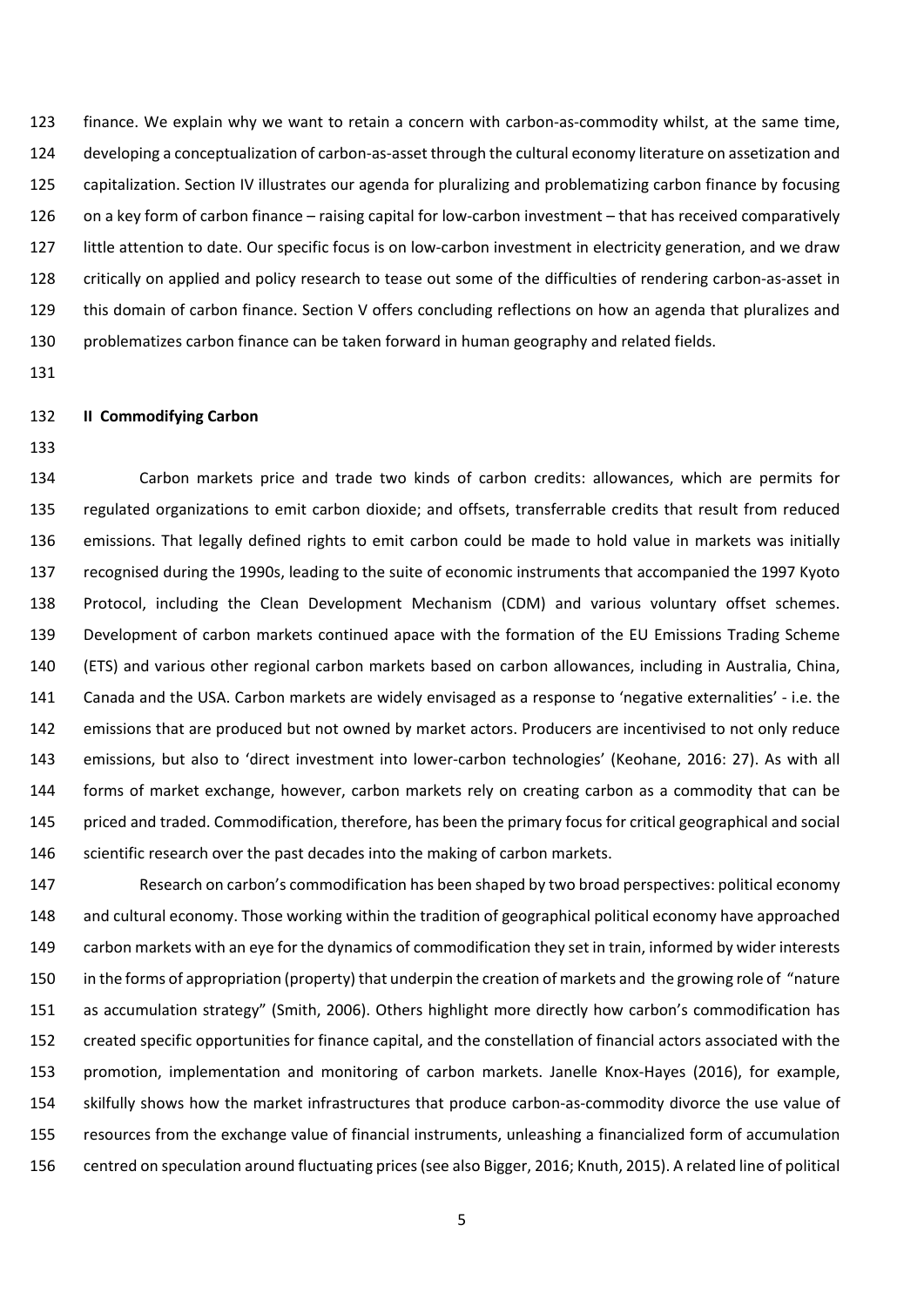finance. We explain why we want to retain a concern with carbon-as-commodity whilst, at the same time, developing a conceptualization of carbon-as-asset through the cultural economy literature on assetization and capitalization. Section IV illustrates our agenda for pluralizing and problematizing carbon finance by focusing on a key form of carbon finance – raising capital for low-carbon investment – that has received comparatively little attention to date. Our specific focus is on low-carbon investment in electricity generation, and we draw critically on applied and policy research to tease out some of the difficulties of rendering carbon-as-asset in this domain of carbon finance. Section V offers concluding reflections on how an agenda that pluralizes and problematizes carbon finance can be taken forward in human geography and related fields.

## II Commodifying Carbon

Carbon markets price and trade two kinds of carbon credits: allowances, which are permits for regulated organizations to emit carbon dioxide; and offsets, transferrable credits that result from reduced emissions. That legally defined rights to emit carbon could be made to hold value in markets was initially recognised during the 1990s, leading to the suite of economic instruments that accompanied the 1997 Kyoto Protocol, including the Clean Development Mechanism (CDM) and various voluntary offset schemes. Development of carbon markets continued apace with the formation of the EU Emissions Trading Scheme (ETS) and various other regional carbon markets based on carbon allowances, including in Australia, China, Canada and the USA. Carbon markets are widely envisaged as a response to 'negative externalities' - i.e. the emissions that are produced but not owned by market actors. Producers are incentivised to not only reduce emissions, but also to 'direct investment into lower-carbon technologies' (Keohane, 2016: 27). As with all forms of market exchange, however, carbon markets rely on creating carbon as a commodity that can be priced and traded. Commodification, therefore, has been the primary focus for critical geographical and social scientific research over the past decades into the making of carbon markets.

Research on carbon's commodification has been shaped by two broad perspectives: political economy and cultural economy. Those working within the tradition of geographical political economy have approached carbon markets with an eye for the dynamics of commodification they set in train, informed by wider interests in the forms of appropriation (property) that underpin the creation of markets and the growing role of "nature as accumulation strategy" (Smith, 2006). Others highlight more directly how carbon's commodification has created specific opportunities for finance capital, and the constellation of financial actors associated with the promotion, implementation and monitoring of carbon markets. Janelle Knox-Hayes (2016), for example, skilfully shows how the market infrastructures that produce carbon-as-commodity divorce the use value of resources from the exchange value of financial instruments, unleashing a financialized form of accumulation centred on speculation around fluctuating prices (see also Bigger, 2016; Knuth, 2015). A related line of political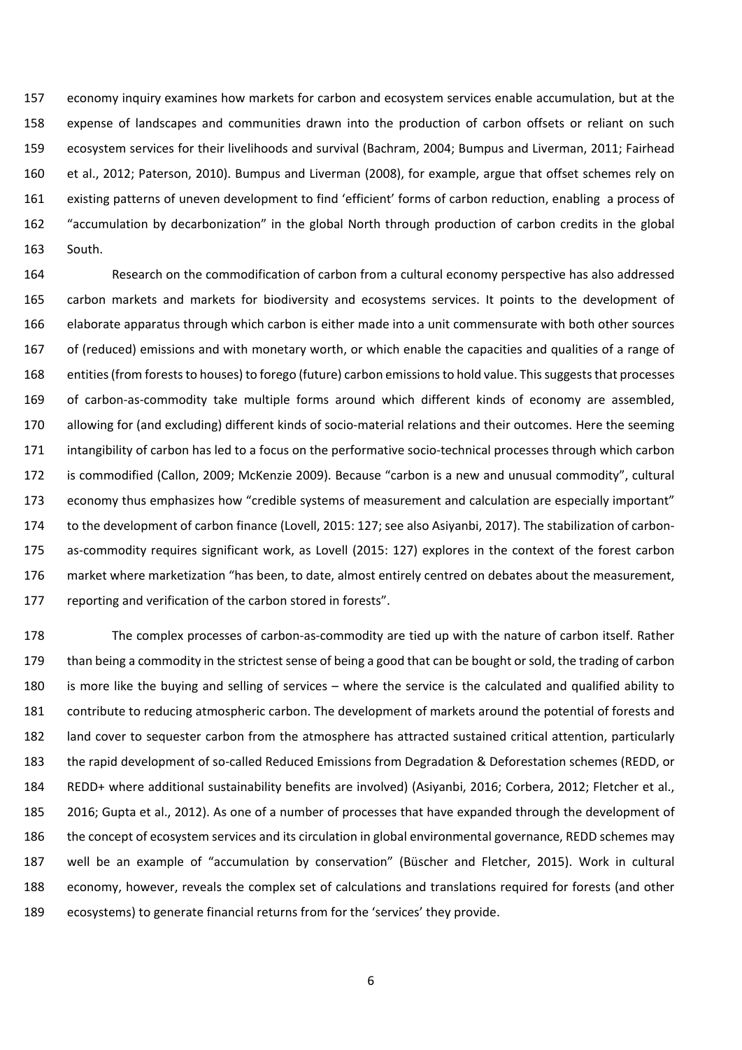economy inquiry examines how markets for carbon and ecosystem services enable accumulation, but at the expense of landscapes and communities drawn into the production of carbon offsets or reliant on such ecosystem services for their livelihoods and survival (Bachram, 2004; Bumpus and Liverman, 2011; Fairhead et al., 2012; Paterson, 2010). Bumpus and Liverman (2008), for example, argue that offset schemes rely on existing patterns of uneven development to find 'efficient' forms of carbon reduction, enabling a process of "accumulation by decarbonization" in the global North through production of carbon credits in the global South.

Research on the commodification of carbon from a cultural economy perspective has also addressed carbon markets and markets for biodiversity and ecosystems services. It points to the development of elaborate apparatus through which carbon is either made into a unit commensurate with both other sources of (reduced) emissions and with monetary worth, or which enable the capacities and qualities of a range of entities (from forests to houses) to forego (future) carbon emissions to hold value. This suggests that processes of carbon-as-commodity take multiple forms around which different kinds of economy are assembled, allowing for (and excluding) different kinds of socio-material relations and their outcomes. Here the seeming intangibility of carbon has led to a focus on the performative socio-technical processes through which carbon is commodified (Callon, 2009; McKenzie 2009). Because "carbon is a new and unusual commodity", cultural economy thus emphasizes how "credible systems of measurement and calculation are especially important" to the development of carbon finance (Lovell, 2015: 127; see also Asiyanbi, 2017). The stabilization of carbon-as-commodity requires significant work, as Lovell (2015: 127) explores in the context of the forest carbon market where marketization "has been, to date, almost entirely centred on debates about the measurement, reporting and verification of the carbon stored in forests".

The complex processes of carbon-as-commodity are tied up with the nature of carbon itself. Rather than being a commodity in the strictest sense of being a good that can be bought or sold, the trading of carbon is more like the buying and selling of services – where the service is the calculated and qualified ability to contribute to reducing atmospheric carbon. The development of markets around the potential of forests and land cover to sequester carbon from the atmosphere has attracted sustained critical attention, particularly the rapid development of so-called Reduced Emissions from Degradation & Deforestation schemes (REDD, or REDD+ where additional sustainability benefits are involved) (Asiyanbi, 2016; Corbera, 2012; Fletcher et al., 2016; Gupta et al., 2012). As one of a number of processes that have expanded through the development of the concept of ecosystem services and its circulation in global environmental governance, REDD schemes may well be an example of "accumulation by conservation" (Büscher and Fletcher, 2015). Work in cultural economy, however, reveals the complex set of calculations and translations required for forests (and other ecosystems) to generate financial returns from for the 'services' they provide.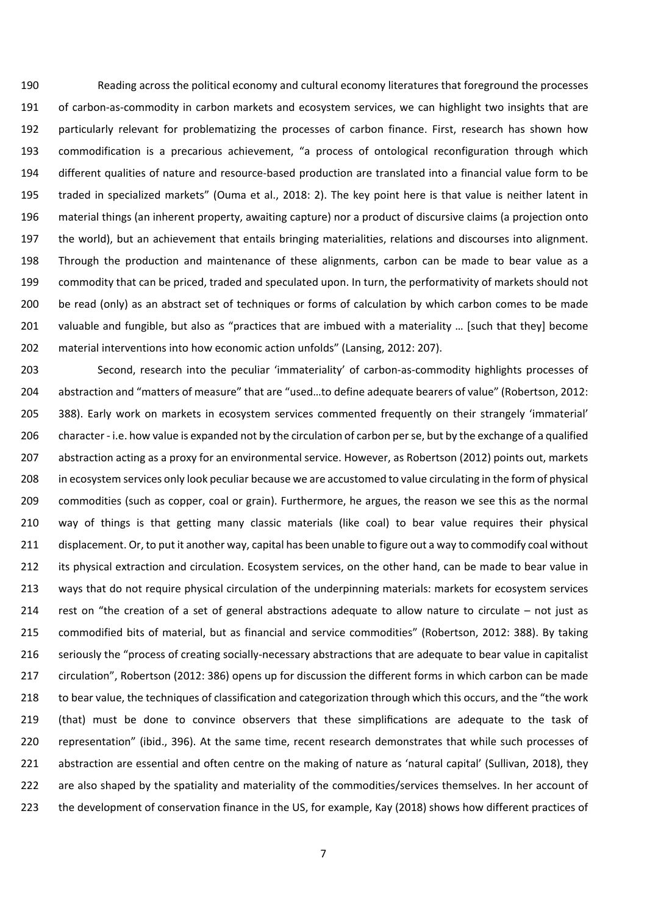Reading across the political economy and cultural economy literatures that foreground the processes of carbon-as-commodity in carbon markets and ecosystem services, we can highlight two insights that are particularly relevant for problematizing the processes of carbon finance. First, research has shown how commodification is a precarious achievement, "a process of ontological reconfiguration through which different qualities of nature and resource-based production are translated into a financial value form to be traded in specialized markets" (Ouma et al., 2018: 2). The key point here is that value is neither latent in material things (an inherent property, awaiting capture) nor a product of discursive claims (a projection onto the world), but an achievement that entails bringing materialities, relations and discourses into alignment. Through the production and maintenance of these alignments, carbon can be made to bear value as a commodity that can be priced, traded and speculated upon. In turn, the performativity of markets should not be read (only) as an abstract set of techniques or forms of calculation by which carbon comes to be made valuable and fungible, but also as "practices that are imbued with a materiality … [such that they] become material interventions into how economic action unfolds" (Lansing, 2012: 207).

Second, research into the peculiar 'immateriality' of carbon-as-commodity highlights processes of abstraction and "matters of measure" that are "used…to define adequate bearers of value" (Robertson, 2012: 388). Early work on markets in ecosystem services commented frequently on their strangely 'immaterial' character - i.e. how value is expanded not by the circulation of carbon per se, but by the exchange of a qualified abstraction acting as a proxy for an environmental service. However, as Robertson (2012) points out, markets in ecosystem services only look peculiar because we are accustomed to value circulating in the form of physical commodities (such as copper, coal or grain). Furthermore, he argues, the reason we see this as the normal way of things is that getting many classic materials (like coal) to bear value requires their physical displacement. Or, to put it another way, capital has been unable to figure out a way to commodify coal without its physical extraction and circulation. Ecosystem services, on the other hand, can be made to bear value in ways that do not require physical circulation of the underpinning materials: markets for ecosystem services rest on "the creation of a set of general abstractions adequate to allow nature to circulate – not just as commodified bits of material, but as financial and service commodities" (Robertson, 2012: 388). By taking seriously the "process of creating socially-necessary abstractions that are adequate to bear value in capitalist circulation", Robertson (2012: 386) opens up for discussion the different forms in which carbon can be made to bear value, the techniques of classification and categorization through which this occurs, and the "the work (that) must be done to convince observers that these simplifications are adequate to the task of representation" (ibid., 396). At the same time, recent research demonstrates that while such processes of abstraction are essential and often centre on the making of nature as 'natural capital' (Sullivan, 2018), they are also shaped by the spatiality and materiality of the commodities/services themselves. In her account of the development of conservation finance in the US, for example, Kay (2018) shows how different practices of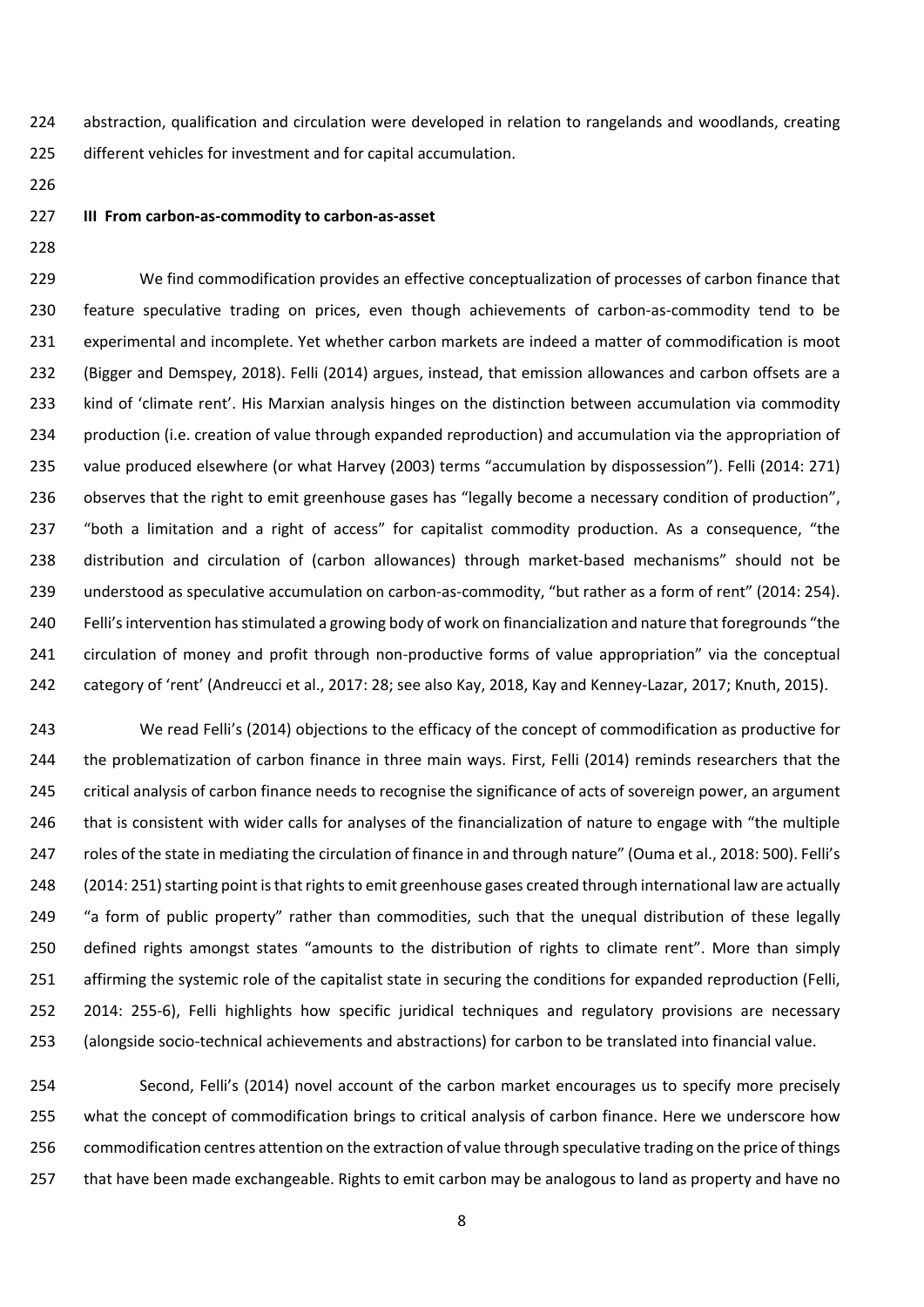abstraction, qualification and circulation were developed in relation to rangelands and woodlands, creating different vehicles for investment and for capital accumulation.

## III From carbon-as-commodity to carbon-as-asset

We find commodification provides an effective conceptualization of processes of carbon finance that feature speculative trading on prices, even though achievements of carbon-as-commodity tend to be experimental and incomplete. Yet whether carbon markets are indeed a matter of commodification is moot (Bigger and Demspey, 2018). Felli (2014) argues, instead, that emission allowances and carbon offsets are a kind of 'climate rent'. His Marxian analysis hinges on the distinction between accumulation via commodity production (i.e. creation of value through expanded reproduction) and accumulation via the appropriation of value produced elsewhere (or what Harvey (2003) terms "accumulation by dispossession"). Felli (2014: 271) observes that the right to emit greenhouse gases has "legally become a necessary condition of production", "both a limitation and a right of access" for capitalist commodity production. As a consequence, "the distribution and circulation of (carbon allowances) through market-based mechanisms" should not be understood as speculative accumulation on carbon-as-commodity, "but rather as a form of rent" (2014: 254). Felli's intervention has stimulated a growing body of work on financialization and nature that foregrounds "the circulation of money and profit through non-productive forms of value appropriation" via the conceptual category of 'rent' (Andreucci et al., 2017: 28; see also Kay, 2018, Kay and Kenney-Lazar, 2017; Knuth, 2015).

We read Felli's (2014) objections to the efficacy of the concept of commodification as productive for the problematization of carbon finance in three main ways. First, Felli (2014) reminds researchers that the critical analysis of carbon finance needs to recognise the significance of acts of sovereign power, an argument that is consistent with wider calls for analyses of the financialization of nature to engage with "the multiple roles of the state in mediating the circulation of finance in and through nature" (Ouma et al., 2018: 500). Felli's (2014: 251) starting point is that rights to emit greenhouse gases created through international law are actually "a form of public property" rather than commodities, such that the unequal distribution of these legally defined rights amongst states "amounts to the distribution of rights to climate rent". More than simply affirming the systemic role of the capitalist state in securing the conditions for expanded reproduction (Felli, 2014: 255-6), Felli highlights how specific juridical techniques and regulatory provisions are necessary (alongside socio-technical achievements and abstractions) for carbon to be translated into financial value.

Second, Felli's (2014) novel account of the carbon market encourages us to specify more precisely what the concept of commodification brings to critical analysis of carbon finance. Here we underscore how commodification centres attention on the extraction of value through speculative trading on the price of things that have been made exchangeable. Rights to emit carbon may be analogous to land as property and have no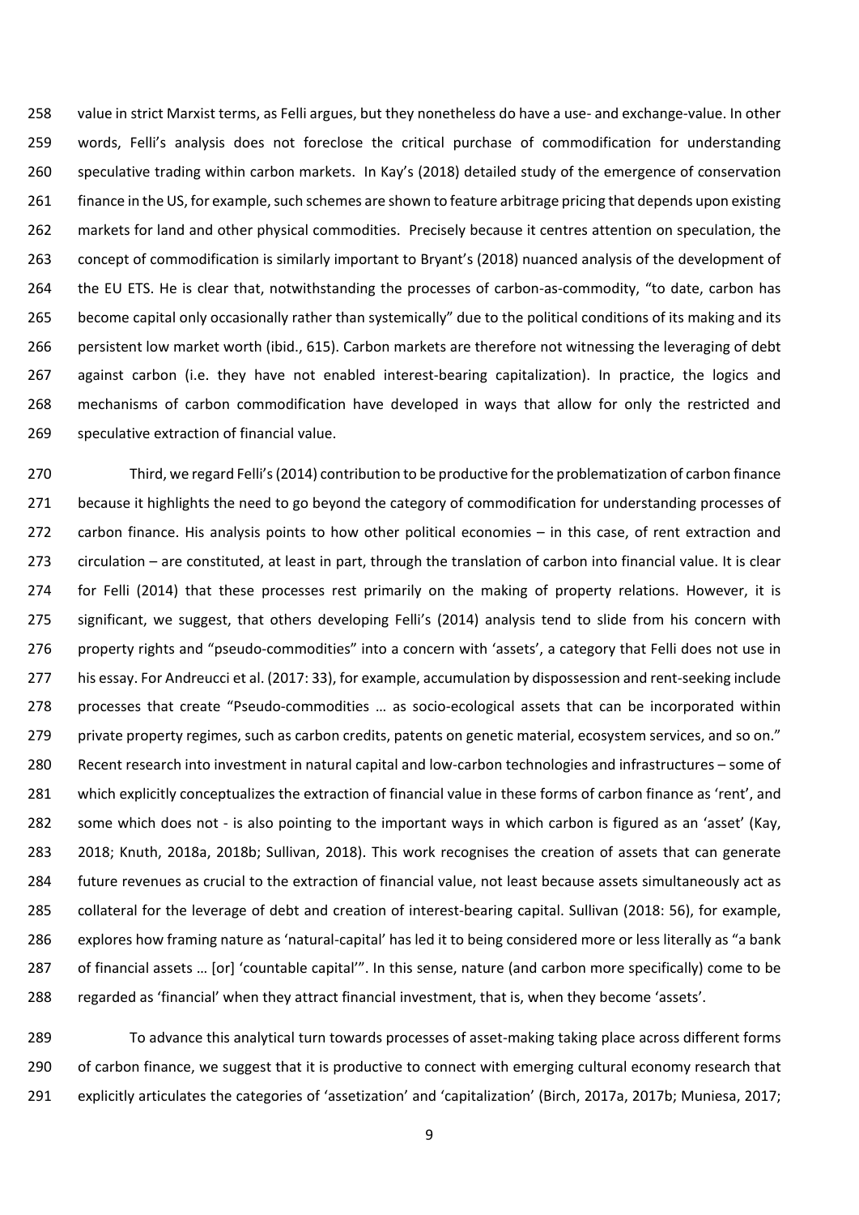value in strict Marxist terms, as Felli argues, but they nonetheless do have a use- and exchange-value. In other words, Felli's analysis does not foreclose the critical purchase of commodification for understanding speculative trading within carbon markets. In Kay's (2018) detailed study of the emergence of conservation finance in the US, for example, such schemes are shown to feature arbitrage pricing that depends upon existing markets for land and other physical commodities. Precisely because it centres attention on speculation, the concept of commodification is similarly important to Bryant's (2018) nuanced analysis of the development of the EU ETS. He is clear that, notwithstanding the processes of carbon-as-commodity, "to date, carbon has become capital only occasionally rather than systemically" due to the political conditions of its making and its persistent low market worth (ibid., 615). Carbon markets are therefore not witnessing the leveraging of debt against carbon (i.e. they have not enabled interest-bearing capitalization). In practice, the logics and mechanisms of carbon commodification have developed in ways that allow for only the restricted and speculative extraction of financial value.

Third, we regard Felli's (2014) contribution to be productive for the problematization of carbon finance because it highlights the need to go beyond the category of commodification for understanding processes of carbon finance. His analysis points to how other political economies – in this case, of rent extraction and circulation – are constituted, at least in part, through the translation of carbon into financial value. It is clear for Felli (2014) that these processes rest primarily on the making of property relations. However, it is significant, we suggest, that others developing Felli's (2014) analysis tend to slide from his concern with property rights and "pseudo-commodities" into a concern with 'assets', a category that Felli does not use in his essay. For Andreucci et al. (2017: 33), for example, accumulation by dispossession and rent-seeking include processes that create "Pseudo-commodities … as socio-ecological assets that can be incorporated within private property regimes, such as carbon credits, patents on genetic material, ecosystem services, and so on." Recent research into investment in natural capital and low-carbon technologies and infrastructures – some of which explicitly conceptualizes the extraction of financial value in these forms of carbon finance as 'rent', and some which does not - is also pointing to the important ways in which carbon is figured as an 'asset' (Kay, 2018; Knuth, 2018a, 2018b; Sullivan, 2018). This work recognises the creation of assets that can generate future revenues as crucial to the extraction of financial value, not least because assets simultaneously act as collateral for the leverage of debt and creation of interest-bearing capital. Sullivan (2018: 56), for example, explores how framing nature as 'natural-capital' has led it to being considered more or less literally as "a bank of financial assets … [or] 'countable capital'". In this sense, nature (and carbon more specifically) come to be regarded as 'financial' when they attract financial investment, that is, when they become 'assets'.

To advance this analytical turn towards processes of asset-making taking place across different forms of carbon finance, we suggest that it is productive to connect with emerging cultural economy research that explicitly articulates the categories of 'assetization' and 'capitalization' (Birch, 2017a, 2017b; Muniesa, 2017;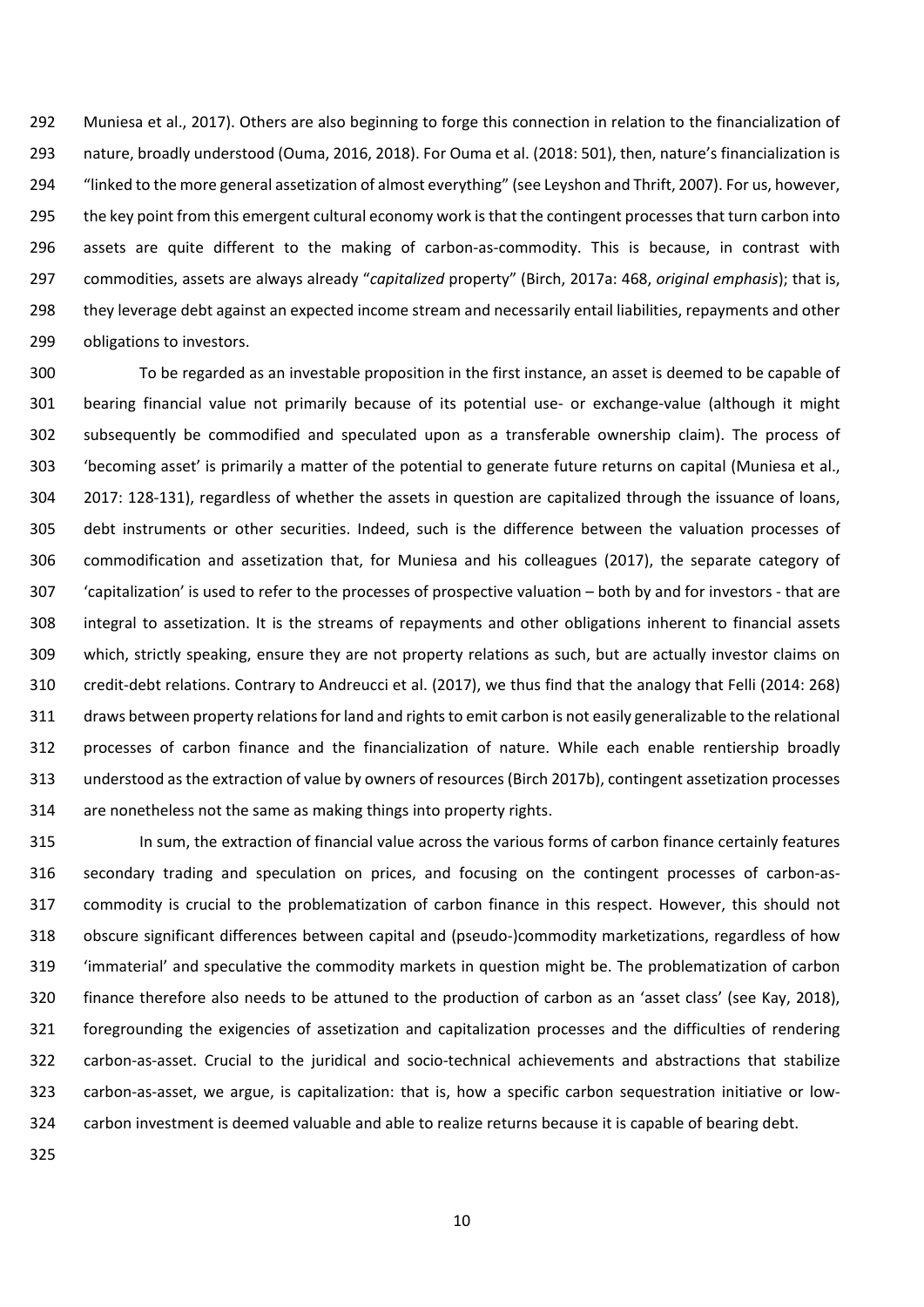Muniesa et al., 2017). Others are also beginning to forge this connection in relation to the financialization of nature, broadly understood (Ouma, 2016, 2018). For Ouma et al. (2018: 501), then, nature's financialization is "linked to the more general assetization of almost everything" (see Leyshon and Thrift, 2007). For us, however, the key point from this emergent cultural economy work is that the contingent processes that turn carbon into assets are quite different to the making of carbon-as-commodity. This is because, in contrast with commodities, assets are always already "*capitalized* property" (Birch, 2017a: 468, *original emphasis*); that is, they leverage debt against an expected income stream and necessarily entail liabilities, repayments and other obligations to investors.

To be regarded as an investable proposition in the first instance, an asset is deemed to be capable of bearing financial value not primarily because of its potential use- or exchange-value (although it might subsequently be commodified and speculated upon as a transferable ownership claim). The process of 'becoming asset' is primarily a matter of the potential to generate future returns on capital (Muniesa et al., 2017: 128-131), regardless of whether the assets in question are capitalized through the issuance of loans, debt instruments or other securities. Indeed, such is the difference between the valuation processes of commodification and assetization that, for Muniesa and his colleagues (2017), the separate category of 'capitalization' is used to refer to the processes of prospective valuation – both by and for investors - that are integral to assetization. It is the streams of repayments and other obligations inherent to financial assets which, strictly speaking, ensure they are not property relations as such, but are actually investor claims on credit-debt relations. Contrary to Andreucci et al. (2017), we thus find that the analogy that Felli (2014: 268) draws between property relations for land and rights to emit carbon is not easily generalizable to the relational processes of carbon finance and the financialization of nature. While each enable rentiership broadly understood as the extraction of value by owners of resources (Birch 2017b), contingent assetization processes are nonetheless not the same as making things into property rights.

In sum, the extraction of financial value across the various forms of carbon finance certainly features secondary trading and speculation on prices, and focusing on the contingent processes of carbon-as-commodity is crucial to the problematization of carbon finance in this respect. However, this should not obscure significant differences between capital and (pseudo-)commodity marketizations, regardless of how 'immaterial' and speculative the commodity markets in question might be. The problematization of carbon finance therefore also needs to be attuned to the production of carbon as an 'asset class' (see Kay, 2018), foregrounding the exigencies of assetization and capitalization processes and the difficulties of rendering carbon-as-asset. Crucial to the juridical and socio-technical achievements and abstractions that stabilize carbon-as-asset, we argue, is capitalization: that is, how a specific carbon sequestration initiative or low-carbon investment is deemed valuable and able to realize returns because it is capable of bearing debt.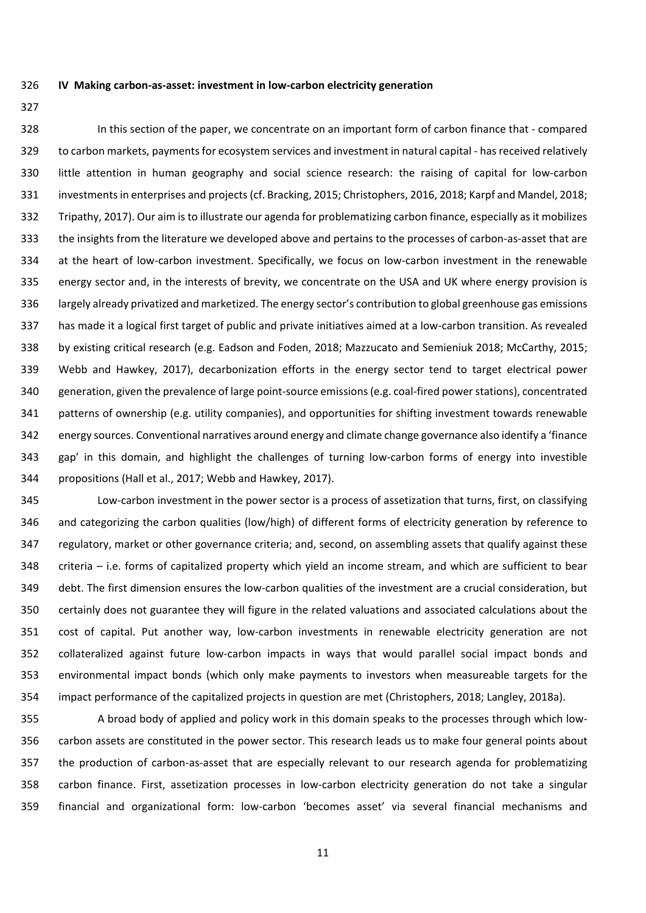## IV Making carbon-as-asset: investment in low-carbon electricity generation

In this section of the paper, we concentrate on an important form of carbon finance that - compared to carbon markets, payments for ecosystem services and investment in natural capital - has received relatively little attention in human geography and social science research: the raising of capital for low-carbon investments in enterprises and projects (cf. Bracking, 2015; Christophers, 2016, 2018; Karpf and Mandel, 2018; Tripathy, 2017). Our aim is to illustrate our agenda for problematizing carbon finance, especially as it mobilizes the insights from the literature we developed above and pertains to the processes of carbon-as-asset that are at the heart of low-carbon investment. Specifically, we focus on low-carbon investment in the renewable energy sector and, in the interests of brevity, we concentrate on the USA and UK where energy provision is largely already privatized and marketized. The energy sector's contribution to global greenhouse gas emissions has made it a logical first target of public and private initiatives aimed at a low-carbon transition. As revealed by existing critical research (e.g. Eadson and Foden, 2018; Mazzucato and Semieniuk 2018; McCarthy, 2015; Webb and Hawkey, 2017), decarbonization efforts in the energy sector tend to target electrical power generation, given the prevalence of large point-source emissions (e.g. coal-fired power stations), concentrated patterns of ownership (e.g. utility companies), and opportunities for shifting investment towards renewable energy sources. Conventional narratives around energy and climate change governance also identify a 'finance gap' in this domain, and highlight the challenges of turning low-carbon forms of energy into investible propositions (Hall et al., 2017; Webb and Hawkey, 2017).

Low-carbon investment in the power sector is a process of assetization that turns, first, on classifying and categorizing the carbon qualities (low/high) of different forms of electricity generation by reference to regulatory, market or other governance criteria; and, second, on assembling assets that qualify against these criteria – i.e. forms of capitalized property which yield an income stream, and which are sufficient to bear debt. The first dimension ensures the low-carbon qualities of the investment are a crucial consideration, but certainly does not guarantee they will figure in the related valuations and associated calculations about the cost of capital. Put another way, low-carbon investments in renewable electricity generation are not collateralized against future low-carbon impacts in ways that would parallel social impact bonds and environmental impact bonds (which only make payments to investors when measureable targets for the impact performance of the capitalized projects in question are met (Christophers, 2018; Langley, 2018a).

A broad body of applied and policy work in this domain speaks to the processes through which low-carbon assets are constituted in the power sector. This research leads us to make four general points about the production of carbon-as-asset that are especially relevant to our research agenda for problematizing carbon finance. First, assetization processes in low-carbon electricity generation do not take a singular financial and organizational form: low-carbon 'becomes asset' via several financial mechanisms and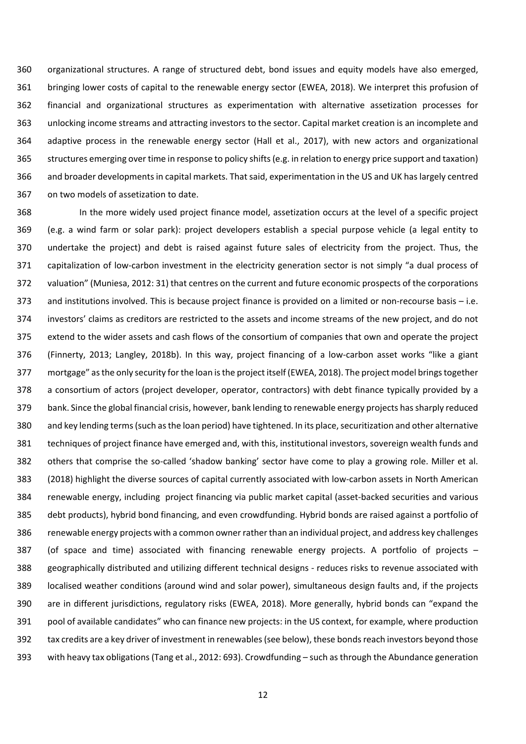organizational structures. A range of structured debt, bond issues and equity models have also emerged, bringing lower costs of capital to the renewable energy sector (EWEA, 2018). We interpret this profusion of financial and organizational structures as experimentation with alternative assetization processes for unlocking income streams and attracting investors to the sector. Capital market creation is an incomplete and adaptive process in the renewable energy sector (Hall et al., 2017), with new actors and organizational structures emerging over time in response to policy shifts (e.g. in relation to energy price support and taxation) and broader developments in capital markets. That said, experimentation in the US and UK has largely centred on two models of assetization to date.

In the more widely used project finance model, assetization occurs at the level of a specific project (e.g. a wind farm or solar park): project developers establish a special purpose vehicle (a legal entity to undertake the project) and debt is raised against future sales of electricity from the project. Thus, the capitalization of low-carbon investment in the electricity generation sector is not simply "a dual process of valuation" (Muniesa, 2012: 31) that centres on the current and future economic prospects of the corporations and institutions involved. This is because project finance is provided on a limited or non-recourse basis – i.e. investors' claims as creditors are restricted to the assets and income streams of the new project, and do not extend to the wider assets and cash flows of the consortium of companies that own and operate the project (Finnerty, 2013; Langley, 2018b). In this way, project financing of a low-carbon asset works "like a giant mortgage" as the only security for the loan is the project itself (EWEA, 2018). The project model brings together a consortium of actors (project developer, operator, contractors) with debt finance typically provided by a bank. Since the global financial crisis, however, bank lending to renewable energy projects has sharply reduced and key lending terms (such as the loan period) have tightened. In its place, securitization and other alternative techniques of project finance have emerged and, with this, institutional investors, sovereign wealth funds and others that comprise the so-called 'shadow banking' sector have come to play a growing role. Miller et al. (2018) highlight the diverse sources of capital currently associated with low-carbon assets in North American renewable energy, including project financing via public market capital (asset-backed securities and various debt products), hybrid bond financing, and even crowdfunding. Hybrid bonds are raised against a portfolio of renewable energy projects with a common owner rather than an individual project, and address key challenges (of space and time) associated with financing renewable energy projects. A portfolio of projects – geographically distributed and utilizing different technical designs - reduces risks to revenue associated with localised weather conditions (around wind and solar power), simultaneous design faults and, if the projects are in different jurisdictions, regulatory risks (EWEA, 2018). More generally, hybrid bonds can "expand the pool of available candidates" who can finance new projects: in the US context, for example, where production tax credits are a key driver of investment in renewables (see below), these bonds reach investors beyond those with heavy tax obligations (Tang et al., 2012: 693). Crowdfunding – such as through the Abundance generation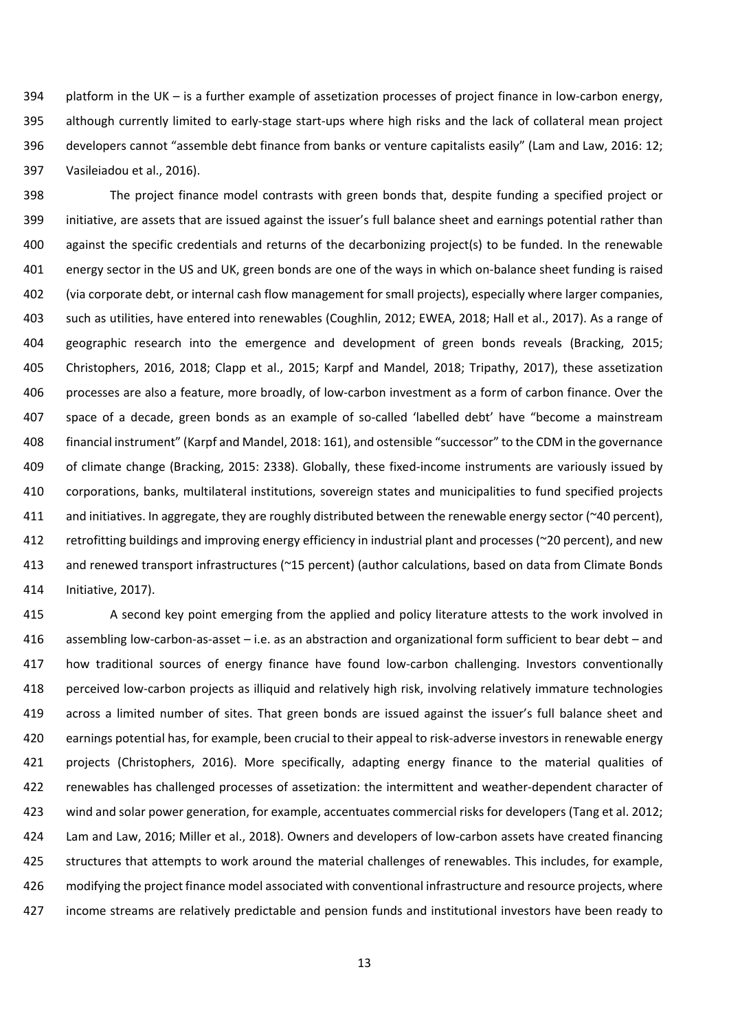platform in the UK – is a further example of assetization processes of project finance in low-carbon energy, although currently limited to early-stage start-ups where high risks and the lack of collateral mean project developers cannot "assemble debt finance from banks or venture capitalists easily" (Lam and Law, 2016: 12; Vasileiadou et al., 2016).

The project finance model contrasts with green bonds that, despite funding a specified project or initiative, are assets that are issued against the issuer's full balance sheet and earnings potential rather than against the specific credentials and returns of the decarbonizing project(s) to be funded. In the renewable energy sector in the US and UK, green bonds are one of the ways in which on-balance sheet funding is raised (via corporate debt, or internal cash flow management for small projects), especially where larger companies, such as utilities, have entered into renewables (Coughlin, 2012; EWEA, 2018; Hall et al., 2017). As a range of geographic research into the emergence and development of green bonds reveals (Bracking, 2015; Christophers, 2016, 2018; Clapp et al., 2015; Karpf and Mandel, 2018; Tripathy, 2017), these assetization processes are also a feature, more broadly, of low-carbon investment as a form of carbon finance. Over the space of a decade, green bonds as an example of so-called 'labelled debt' have "become a mainstream financial instrument" (Karpf and Mandel, 2018: 161), and ostensible "successor" to the CDM in the governance of climate change (Bracking, 2015: 2338). Globally, these fixed-income instruments are variously issued by corporations, banks, multilateral institutions, sovereign states and municipalities to fund specified projects and initiatives. In aggregate, they are roughly distributed between the renewable energy sector (~40 percent), retrofitting buildings and improving energy efficiency in industrial plant and processes (~20 percent), and new and renewed transport infrastructures (~15 percent) (author calculations, based on data from Climate Bonds Initiative, 2017).

A second key point emerging from the applied and policy literature attests to the work involved in assembling low-carbon-as-asset – i.e. as an abstraction and organizational form sufficient to bear debt – and how traditional sources of energy finance have found low-carbon challenging. Investors conventionally perceived low-carbon projects as illiquid and relatively high risk, involving relatively immature technologies across a limited number of sites. That green bonds are issued against the issuer's full balance sheet and earnings potential has, for example, been crucial to their appeal to risk-adverse investors in renewable energy projects (Christophers, 2016). More specifically, adapting energy finance to the material qualities of renewables has challenged processes of assetization: the intermittent and weather-dependent character of wind and solar power generation, for example, accentuates commercial risks for developers (Tang et al. 2012; Lam and Law, 2016; Miller et al., 2018). Owners and developers of low-carbon assets have created financing structures that attempts to work around the material challenges of renewables. This includes, for example, modifying the project finance model associated with conventional infrastructure and resource projects, where income streams are relatively predictable and pension funds and institutional investors have been ready to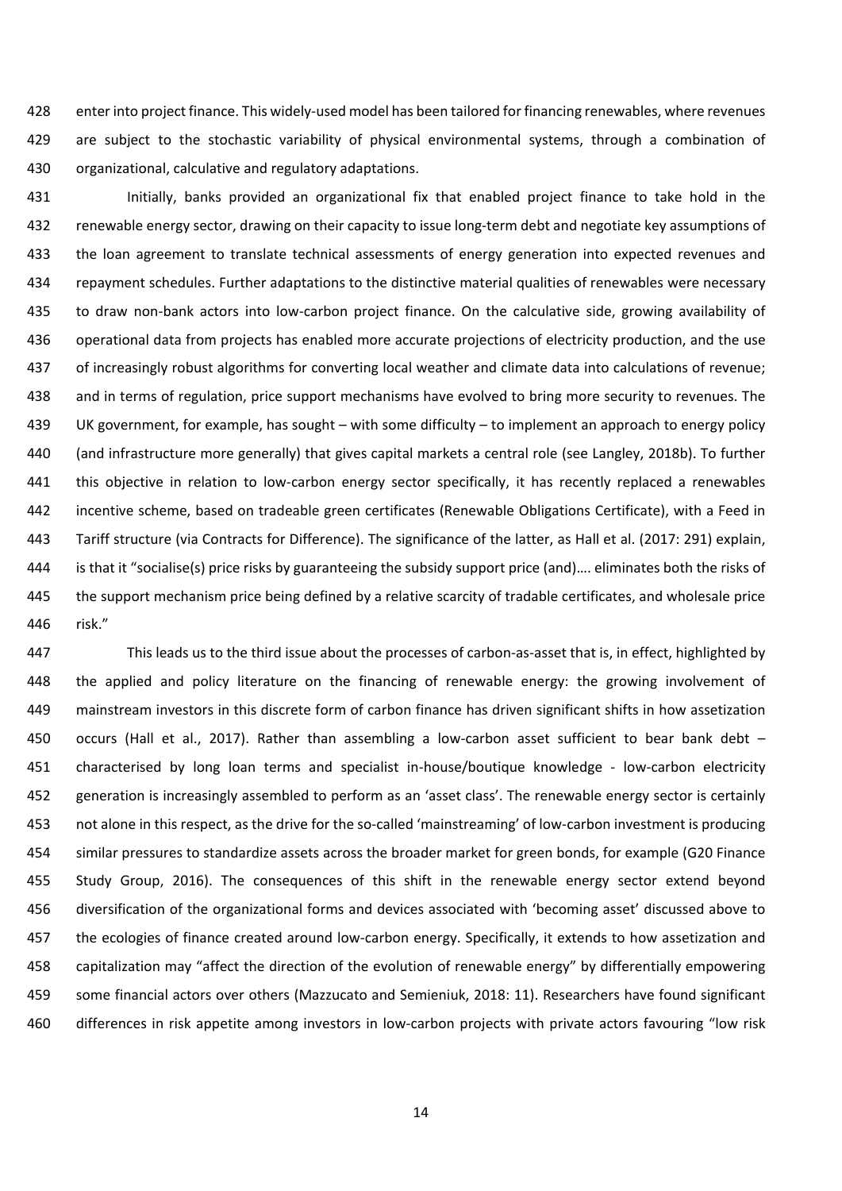enter into project finance. This widely-used model has been tailored for financing renewables, where revenues are subject to the stochastic variability of physical environmental systems, through a combination of organizational, calculative and regulatory adaptations.

Initially, banks provided an organizational fix that enabled project finance to take hold in the renewable energy sector, drawing on their capacity to issue long-term debt and negotiate key assumptions of the loan agreement to translate technical assessments of energy generation into expected revenues and repayment schedules. Further adaptations to the distinctive material qualities of renewables were necessary to draw non-bank actors into low-carbon project finance. On the calculative side, growing availability of operational data from projects has enabled more accurate projections of electricity production, and the use of increasingly robust algorithms for converting local weather and climate data into calculations of revenue; and in terms of regulation, price support mechanisms have evolved to bring more security to revenues. The UK government, for example, has sought – with some difficulty – to implement an approach to energy policy (and infrastructure more generally) that gives capital markets a central role (see Langley, 2018b). To further this objective in relation to low-carbon energy sector specifically, it has recently replaced a renewables incentive scheme, based on tradeable green certificates (Renewable Obligations Certificate), with a Feed in Tariff structure (via Contracts for Difference). The significance of the latter, as Hall et al. (2017: 291) explain, is that it "socialise(s) price risks by guaranteeing the subsidy support price (and)…. eliminates both the risks of the support mechanism price being defined by a relative scarcity of tradable certificates, and wholesale price risk."

This leads us to the third issue about the processes of carbon-as-asset that is, in effect, highlighted by the applied and policy literature on the financing of renewable energy: the growing involvement of mainstream investors in this discrete form of carbon finance has driven significant shifts in how assetization occurs (Hall et al., 2017). Rather than assembling a low-carbon asset sufficient to bear bank debt – characterised by long loan terms and specialist in-house/boutique knowledge - low-carbon electricity generation is increasingly assembled to perform as an 'asset class'. The renewable energy sector is certainly not alone in this respect, as the drive for the so-called 'mainstreaming' of low-carbon investment is producing similar pressures to standardize assets across the broader market for green bonds, for example (G20 Finance Study Group, 2016). The consequences of this shift in the renewable energy sector extend beyond diversification of the organizational forms and devices associated with 'becoming asset' discussed above to the ecologies of finance created around low-carbon energy. Specifically, it extends to how assetization and capitalization may "affect the direction of the evolution of renewable energy" by differentially empowering some financial actors over others (Mazzucato and Semieniuk, 2018: 11). Researchers have found significant differences in risk appetite among investors in low-carbon projects with private actors favouring "low risk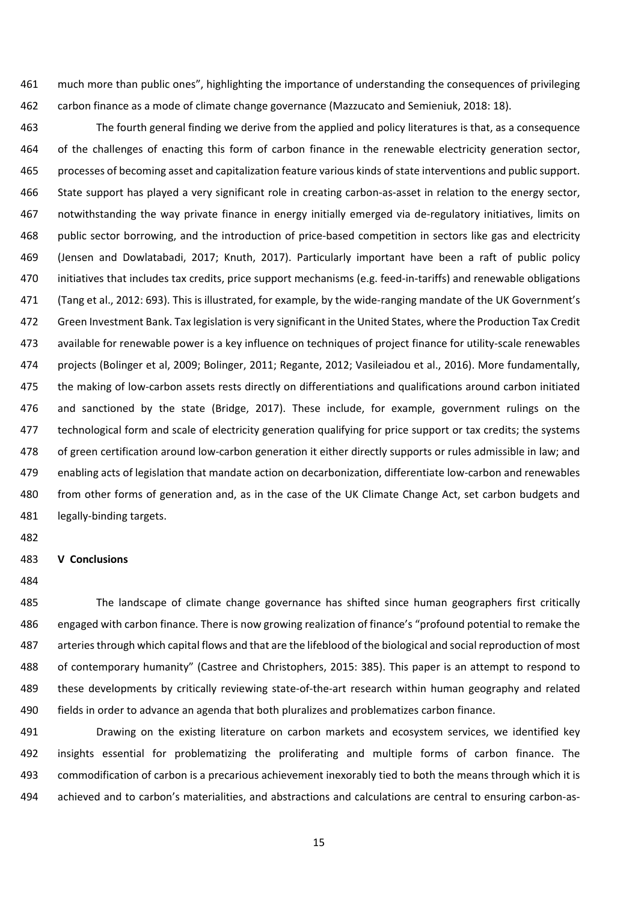much more than public ones", highlighting the importance of understanding the consequences of privileging carbon finance as a mode of climate change governance (Mazzucato and Semieniuk, 2018: 18).

The fourth general finding we derive from the applied and policy literatures is that, as a consequence of the challenges of enacting this form of carbon finance in the renewable electricity generation sector, processes of becoming asset and capitalization feature various kinds of state interventions and public support. State support has played a very significant role in creating carbon-as-asset in relation to the energy sector, notwithstanding the way private finance in energy initially emerged via de-regulatory initiatives, limits on public sector borrowing, and the introduction of price-based competition in sectors like gas and electricity (Jensen and Dowlatabadi, 2017; Knuth, 2017). Particularly important have been a raft of public policy initiatives that includes tax credits, price support mechanisms (e.g. feed-in-tariffs) and renewable obligations (Tang et al., 2012: 693). This is illustrated, for example, by the wide-ranging mandate of the UK Government's Green Investment Bank. Tax legislation is very significant in the United States, where the Production Tax Credit available for renewable power is a key influence on techniques of project finance for utility-scale renewables projects (Bolinger et al, 2009; Bolinger, 2011; Regante, 2012; Vasileiadou et al., 2016). More fundamentally, the making of low-carbon assets rests directly on differentiations and qualifications around carbon initiated and sanctioned by the state (Bridge, 2017). These include, for example, government rulings on the technological form and scale of electricity generation qualifying for price support or tax credits; the systems of green certification around low-carbon generation it either directly supports or rules admissible in law; and enabling acts of legislation that mandate action on decarbonization, differentiate low-carbon and renewables from other forms of generation and, as in the case of the UK Climate Change Act, set carbon budgets and legally-binding targets.

## V Conclusions

The landscape of climate change governance has shifted since human geographers first critically engaged with carbon finance. There is now growing realization of finance's "profound potential to remake the arteries through which capital flows and that are the lifeblood of the biological and social reproduction of most of contemporary humanity" (Castree and Christophers, 2015: 385). This paper is an attempt to respond to these developments by critically reviewing state-of-the-art research within human geography and related fields in order to advance an agenda that both pluralizes and problematizes carbon finance.

Drawing on the existing literature on carbon markets and ecosystem services, we identified key insights essential for problematizing the proliferating and multiple forms of carbon finance. The commodification of carbon is a precarious achievement inexorably tied to both the means through which it is achieved and to carbon's materialities, and abstractions and calculations are central to ensuring carbon-as-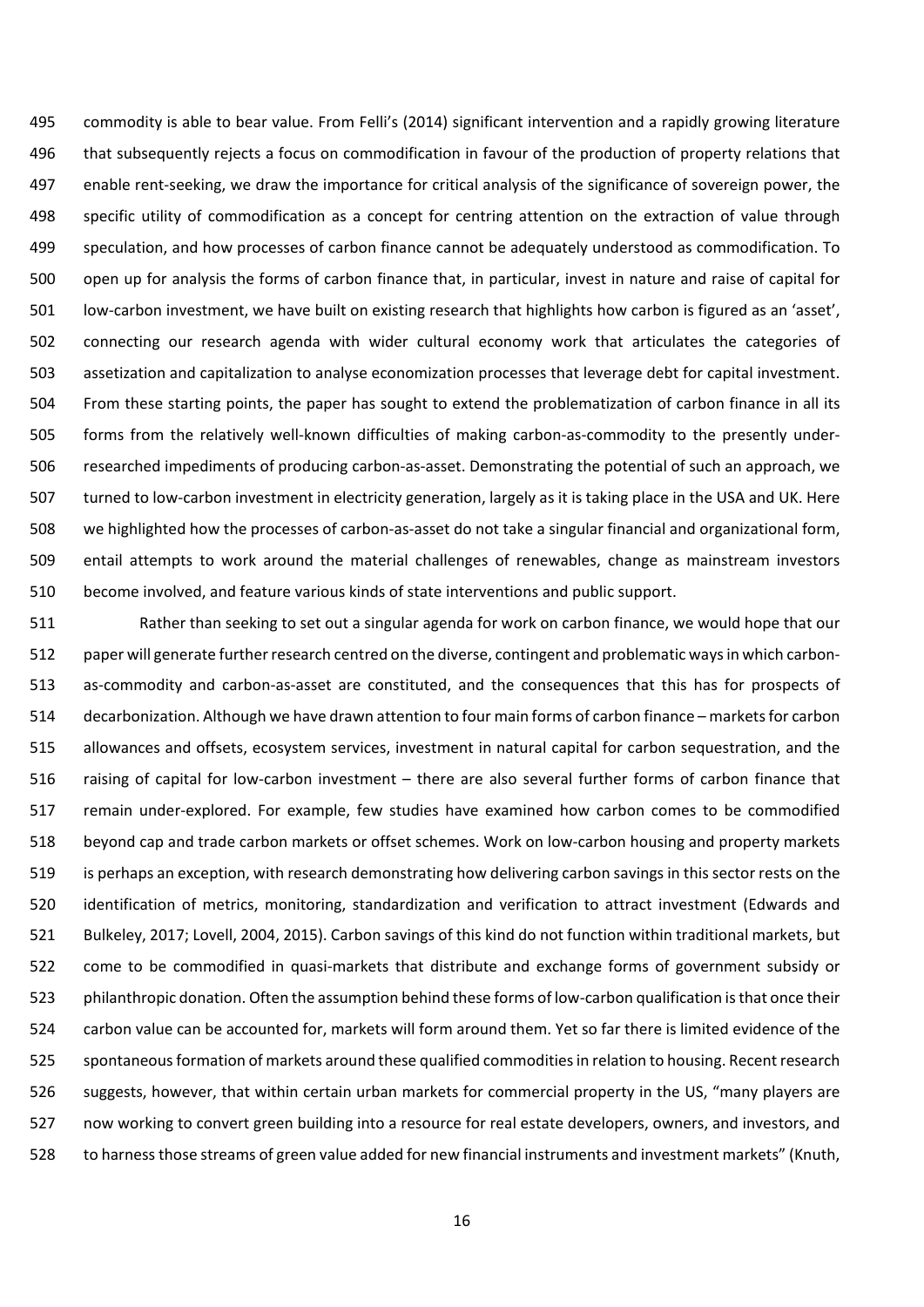commodity is able to bear value. From Felli's (2014) significant intervention and a rapidly growing literature that subsequently rejects a focus on commodification in favour of the production of property relations that enable rent-seeking, we draw the importance for critical analysis of the significance of sovereign power, the specific utility of commodification as a concept for centring attention on the extraction of value through speculation, and how processes of carbon finance cannot be adequately understood as commodification. To open up for analysis the forms of carbon finance that, in particular, invest in nature and raise of capital for low-carbon investment, we have built on existing research that highlights how carbon is figured as an 'asset', connecting our research agenda with wider cultural economy work that articulates the categories of assetization and capitalization to analyse economization processes that leverage debt for capital investment. From these starting points, the paper has sought to extend the problematization of carbon finance in all its forms from the relatively well-known difficulties of making carbon-as-commodity to the presently under-researched impediments of producing carbon-as-asset. Demonstrating the potential of such an approach, we turned to low-carbon investment in electricity generation, largely as it is taking place in the USA and UK. Here we highlighted how the processes of carbon-as-asset do not take a singular financial and organizational form, entail attempts to work around the material challenges of renewables, change as mainstream investors become involved, and feature various kinds of state interventions and public support.

Rather than seeking to set out a singular agenda for work on carbon finance, we would hope that our paper will generate further research centred on the diverse, contingent and problematic ways in which carbon-as-commodity and carbon-as-asset are constituted, and the consequences that this has for prospects of decarbonization. Although we have drawn attention to four main forms of carbon finance – markets for carbon allowances and offsets, ecosystem services, investment in natural capital for carbon sequestration, and the raising of capital for low-carbon investment – there are also several further forms of carbon finance that remain under-explored. For example, few studies have examined how carbon comes to be commodified beyond cap and trade carbon markets or offset schemes. Work on low-carbon housing and property markets is perhaps an exception, with research demonstrating how delivering carbon savings in this sector rests on the identification of metrics, monitoring, standardization and verification to attract investment (Edwards and Bulkeley, 2017; Lovell, 2004, 2015). Carbon savings of this kind do not function within traditional markets, but come to be commodified in quasi-markets that distribute and exchange forms of government subsidy or philanthropic donation. Often the assumption behind these forms of low-carbon qualification is that once their carbon value can be accounted for, markets will form around them. Yet so far there is limited evidence of the spontaneous formation of markets around these qualified commodities in relation to housing. Recent research suggests, however, that within certain urban markets for commercial property in the US, "many players are now working to convert green building into a resource for real estate developers, owners, and investors, and to harness those streams of green value added for new financial instruments and investment markets" (Knuth,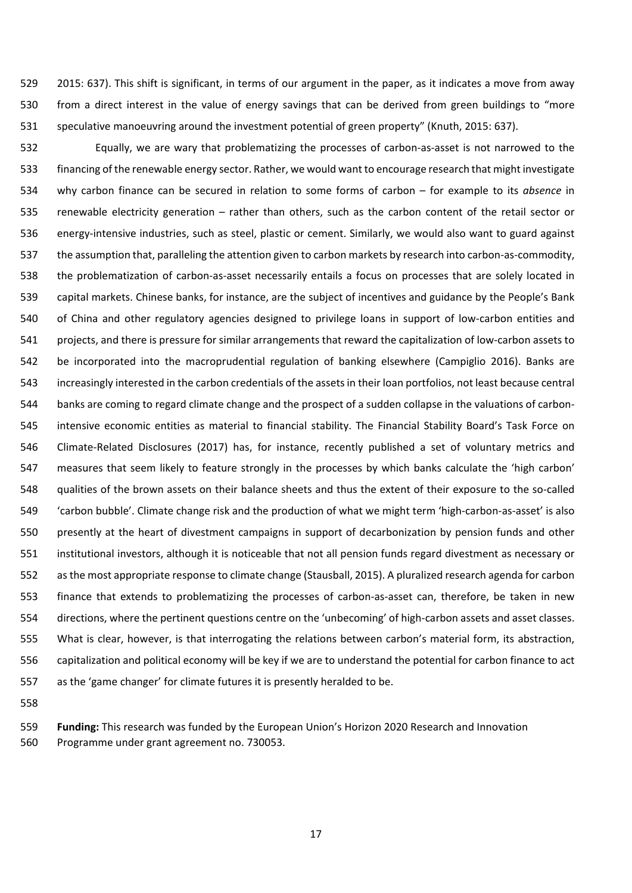2015: 637). This shift is significant, in terms of our argument in the paper, as it indicates a move from away from a direct interest in the value of energy savings that can be derived from green buildings to "more speculative manoeuvring around the investment potential of green property" (Knuth, 2015: 637).

Equally, we are wary that problematizing the processes of carbon-as-asset is not narrowed to the financing of the renewable energy sector. Rather, we would want to encourage research that might investigate why carbon finance can be secured in relation to some forms of carbon – for example to its *absence* in renewable electricity generation – rather than others, such as the carbon content of the retail sector or energy-intensive industries, such as steel, plastic or cement. Similarly, we would also want to guard against the assumption that, paralleling the attention given to carbon markets by research into carbon-as-commodity, the problematization of carbon-as-asset necessarily entails a focus on processes that are solely located in capital markets. Chinese banks, for instance, are the subject of incentives and guidance by the People's Bank of China and other regulatory agencies designed to privilege loans in support of low-carbon entities and projects, and there is pressure for similar arrangements that reward the capitalization of low-carbon assets to be incorporated into the macroprudential regulation of banking elsewhere (Campiglio 2016). Banks are increasingly interested in the carbon credentials of the assets in their loan portfolios, not least because central banks are coming to regard climate change and the prospect of a sudden collapse in the valuations of carbon-intensive economic entities as material to financial stability. The Financial Stability Board's Task Force on Climate-Related Disclosures (2017) has, for instance, recently published a set of voluntary metrics and measures that seem likely to feature strongly in the processes by which banks calculate the 'high carbon' qualities of the brown assets on their balance sheets and thus the extent of their exposure to the so-called 'carbon bubble'. Climate change risk and the production of what we might term 'high-carbon-as-asset' is also presently at the heart of divestment campaigns in support of decarbonization by pension funds and other institutional investors, although it is noticeable that not all pension funds regard divestment as necessary or as the most appropriate response to climate change (Stausball, 2015). A pluralized research agenda for carbon finance that extends to problematizing the processes of carbon-as-asset can, therefore, be taken in new directions, where the pertinent questions centre on the 'unbecoming' of high-carbon assets and asset classes. What is clear, however, is that interrogating the relations between carbon's material form, its abstraction, capitalization and political economy will be key if we are to understand the potential for carbon finance to act as the 'game changer' for climate futures it is presently heralded to be.

**Funding:** This research was funded by the European Union's Horizon 2020 Research and Innovation Programme under grant agreement no. 730053.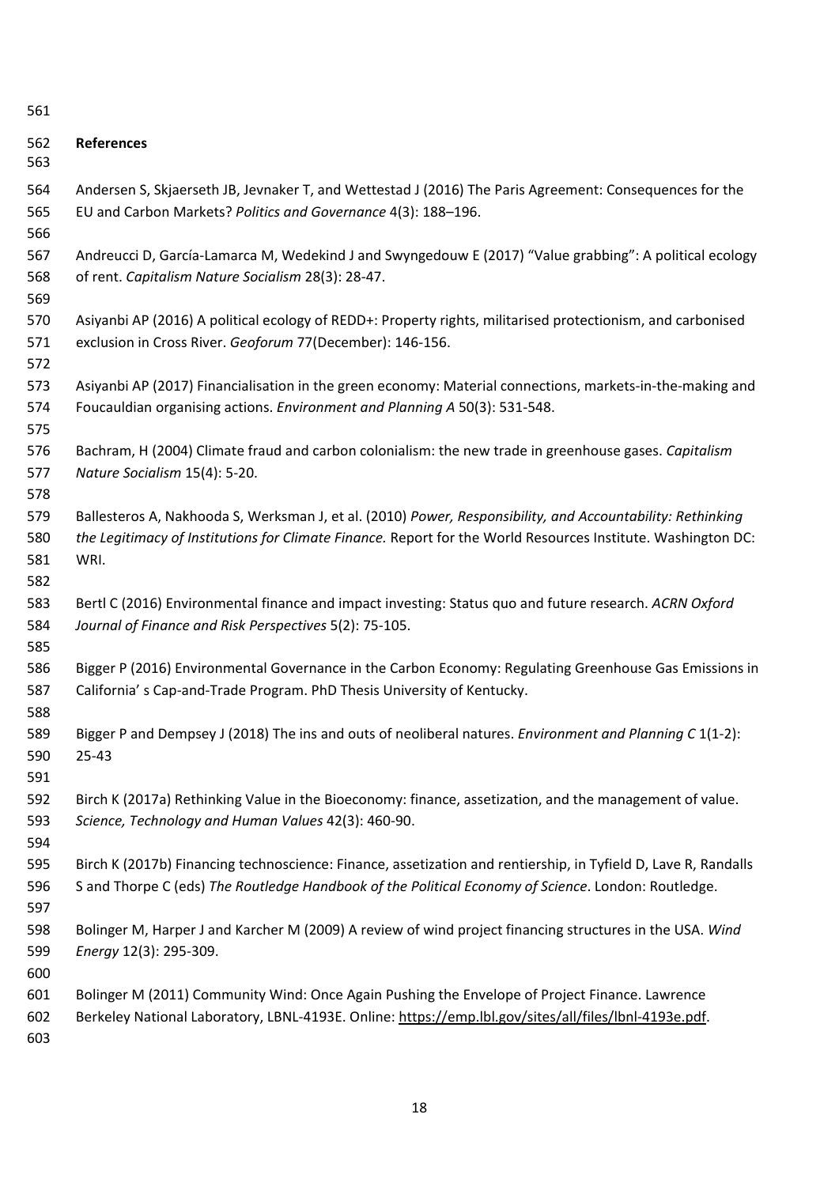## References

Andersen S, Skjaerseth JB, Jevnaker T, and Wettestad J (2016) The Paris Agreement: Consequences for the EU and Carbon Markets? *Politics and Governance* 4(3): 188–196.

Andreucci D, García-Lamarca M, Wedekind J and Swyngedouw E (2017) "Value grabbing": A political ecology of rent. *Capitalism Nature Socialism* 28(3): 28-47.

Asiyanbi AP (2016) A political ecology of REDD+: Property rights, militarised protectionism, and carbonised exclusion in Cross River. *Geoforum* 77(December): 146-156.

Asiyanbi AP (2017) Financialisation in the green economy: Material connections, markets-in-the-making and Foucauldian organising actions. *Environment and Planning A* 50(3): 531-548.

Bachram, H (2004) Climate fraud and carbon colonialism: the new trade in greenhouse gases. *Capitalism Nature Socialism* 15(4): 5-20.

Ballesteros A, Nakhooda S, Werksman J, et al. (2010) *Power, Responsibility, and Accountability: Rethinking the Legitimacy of Institutions for Climate Finance.* Report for the World Resources Institute. Washington DC: WRI.

Bertl C (2016) Environmental finance and impact investing: Status quo and future research. *ACRN Oxford Journal of Finance and Risk Perspectives* 5(2): 75-105.

Bigger P (2016) Environmental Governance in the Carbon Economy: Regulating Greenhouse Gas Emissions in California' s Cap-and-Trade Program. PhD Thesis University of Kentucky.

Bigger P and Dempsey J (2018) The ins and outs of neoliberal natures. *Environment and Planning C* 1(1-2): 25-43

Birch K (2017a) Rethinking Value in the Bioeconomy: finance, assetization, and the management of value. *Science, Technology and Human Values* 42(3): 460-90.

Birch K (2017b) Financing technoscience: Finance, assetization and rentiership, in Tyfield D, Lave R, Randalls S and Thorpe C (eds) *The Routledge Handbook of the Political Economy of Science*. London: Routledge.

Bolinger M, Harper J and Karcher M (2009) A review of wind project financing structures in the USA. *Wind Energy* 12(3): 295-309.

Bolinger M (2011) Community Wind: Once Again Pushing the Envelope of Project Finance. Lawrence Berkeley National Laboratory, LBNL-4193E. Online: https://emp.lbl.gov/sites/all/files/lbnl-4193e.pdf.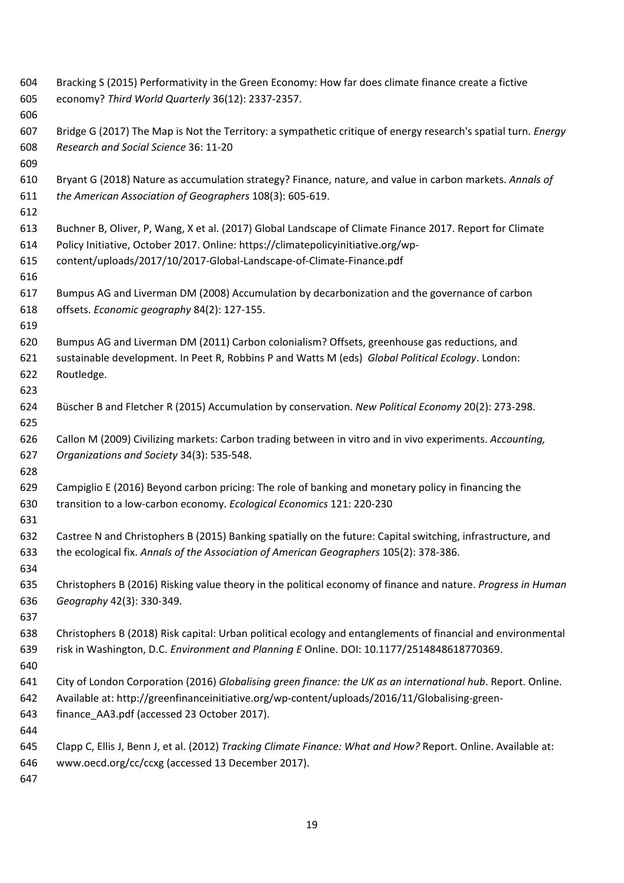Bracking S (2015) Performativity in the Green Economy: How far does climate finance create a fictive economy? *Third World Quarterly* 36(12): 2337-2357.

Bridge G (2017) The Map is Not the Territory: a sympathetic critique of energy research's spatial turn. *Energy Research and Social Science* 36: 11-20

Bryant G (2018) Nature as accumulation strategy? Finance, nature, and value in carbon markets. *Annals of the American Association of Geographers* 108(3): 605-619.

Buchner B, Oliver, P, Wang, X et al. (2017) Global Landscape of Climate Finance 2017. Report for Climate Policy Initiative, October 2017. Online: https://climatepolicyinitiative.org/wp-content/uploads/2017/10/2017-Global-Landscape-of-Climate-Finance.pdf

Bumpus AG and Liverman DM (2008) Accumulation by decarbonization and the governance of carbon offsets. *Economic geography* 84(2): 127-155.

Bumpus AG and Liverman DM (2011) Carbon colonialism? Offsets, greenhouse gas reductions, and sustainable development. In Peet R, Robbins P and Watts M (eds) *Global Political Ecology*. London: Routledge.

Büscher B and Fletcher R (2015) Accumulation by conservation. *New Political Economy* 20(2): 273-298.

Callon M (2009) Civilizing markets: Carbon trading between in vitro and in vivo experiments. *Accounting, Organizations and Society* 34(3): 535-548.

Campiglio E (2016) Beyond carbon pricing: The role of banking and monetary policy in financing the transition to a low-carbon economy. *Ecological Economics* 121: 220-230

Castree N and Christophers B (2015) Banking spatially on the future: Capital switching, infrastructure, and the ecological fix. *Annals of the Association of American Geographers* 105(2): 378-386.

Christophers B (2016) Risking value theory in the political economy of finance and nature. *Progress in Human Geography* 42(3): 330-349.

Christophers B (2018) Risk capital: Urban political ecology and entanglements of financial and environmental risk in Washington, D.C. *Environment and Planning E* Online. DOI: 10.1177/2514848618770369.

City of London Corporation (2016) *Globalising green finance: the UK as an international hub*. Report. Online. Available at: http://greenfinanceinitiative.org/wp-content/uploads/2016/11/Globalising-green-finance_AA3.pdf (accessed 23 October 2017).

Clapp C, Ellis J, Benn J, et al. (2012) *Tracking Climate Finance: What and How?* Report. Online. Available at: www.oecd.org/cc/ccxg (accessed 13 December 2017).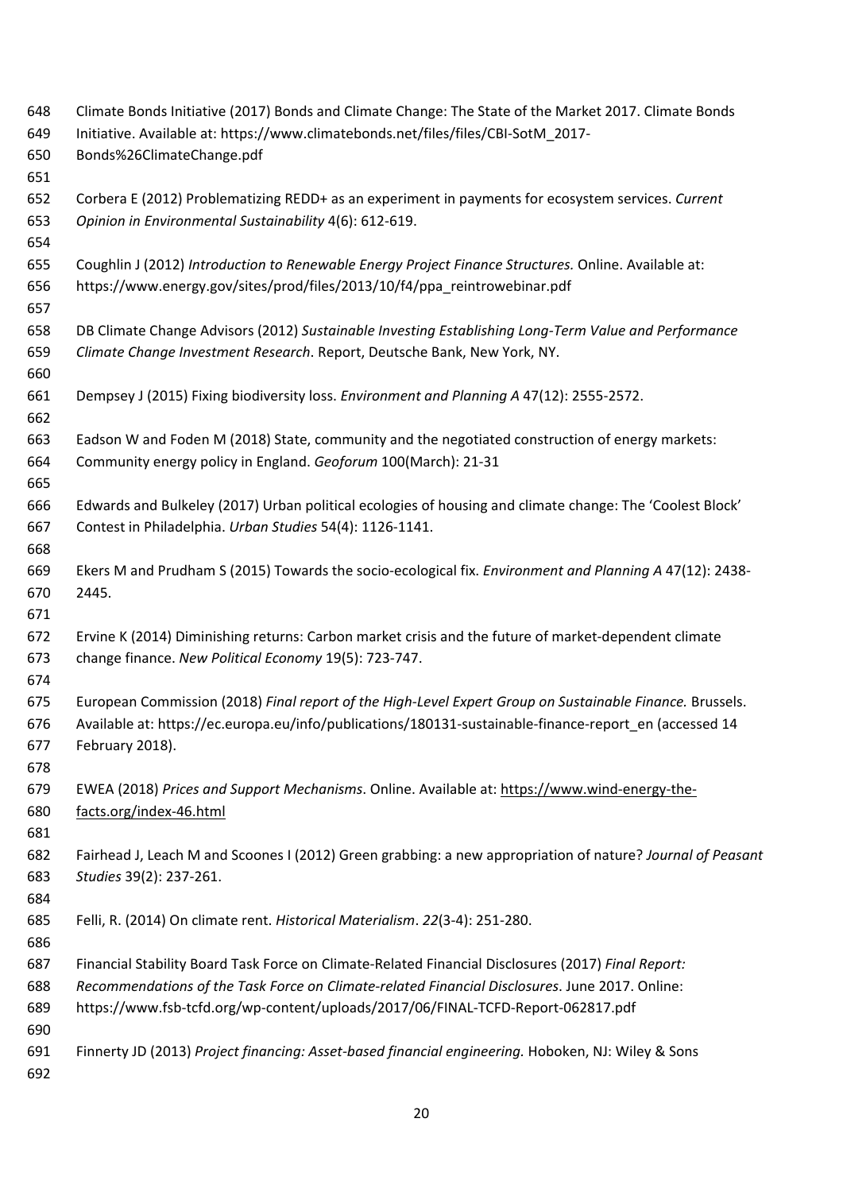Climate Bonds Initiative (2017) Bonds and Climate Change: The State of the Market 2017. Climate Bonds Initiative. Available at: https://www.climatebonds.net/files/files/CBI-SotM_2017-Bonds%26ClimateChange.pdf

Corbera E (2012) Problematizing REDD+ as an experiment in payments for ecosystem services. *Current Opinion in Environmental Sustainability* 4(6): 612-619.

Coughlin J (2012) *Introduction to Renewable Energy Project Finance Structures.* Online. Available at: https://www.energy.gov/sites/prod/files/2013/10/f4/ppa_reintrowebinar.pdf

DB Climate Change Advisors (2012) *Sustainable Investing Establishing Long-Term Value and Performance Climate Change Investment Research*. Report, Deutsche Bank, New York, NY.

Dempsey J (2015) Fixing biodiversity loss. *Environment and Planning A* 47(12): 2555-2572.

Eadson W and Foden M (2018) State, community and the negotiated construction of energy markets: Community energy policy in England. *Geoforum* 100(March): 21-31

Edwards and Bulkeley (2017) Urban political ecologies of housing and climate change: The 'Coolest Block' Contest in Philadelphia. *Urban Studies* 54(4): 1126-1141.

Ekers M and Prudham S (2015) Towards the socio-ecological fix. *Environment and Planning A* 47(12): 2438-2445.

Ervine K (2014) Diminishing returns: Carbon market crisis and the future of market-dependent climate change finance. *New Political Economy* 19(5): 723-747.

European Commission (2018) *Final report of the High-Level Expert Group on Sustainable Finance.* Brussels. Available at: https://ec.europa.eu/info/publications/180131-sustainable-finance-report_en (accessed 14 February 2018).

EWEA (2018) *Prices and Support Mechanisms*. Online. Available at: https://www.wind-energy-the-facts.org/index-46.html

Fairhead J, Leach M and Scoones I (2012) Green grabbing: a new appropriation of nature? *Journal of Peasant Studies* 39(2): 237-261.

Felli, R. (2014) On climate rent. *Historical Materialism*. *22*(3-4): 251-280.

Financial Stability Board Task Force on Climate-Related Financial Disclosures (2017) *Final Report: Recommendations of the Task Force on Climate-related Financial Disclosures*. June 2017. Online: https://www.fsb-tcfd.org/wp-content/uploads/2017/06/FINAL-TCFD-Report-062817.pdf

Finnerty JD (2013) *Project financing: Asset-based financial engineering.* Hoboken, NJ: Wiley & Sons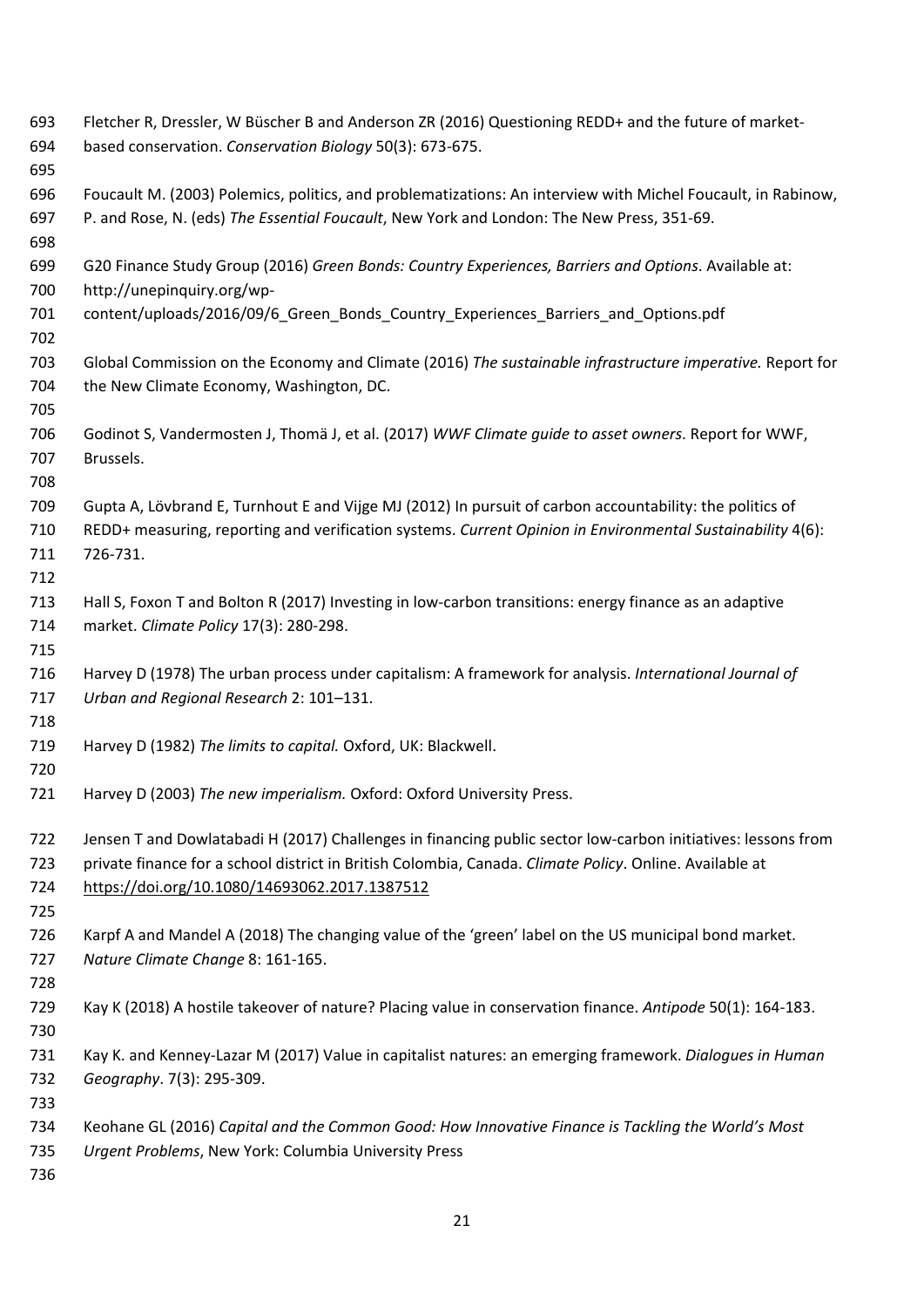Fletcher R, Dressler, W Büscher B and Anderson ZR (2016) Questioning REDD+ and the future of market-based conservation. *Conservation Biology* 50(3): 673-675.

Foucault M. (2003) Polemics, politics, and problematizations: An interview with Michel Foucault, in Rabinow, P. and Rose, N. (eds) *The Essential Foucault*, New York and London: The New Press, 351-69.

G20 Finance Study Group (2016) *Green Bonds: Country Experiences, Barriers and Options*. Available at: http://unepinquiry.org/wp-content/uploads/2016/09/6_Green_Bonds_Country_Experiences_Barriers_and_Options.pdf

Global Commission on the Economy and Climate (2016) *The sustainable infrastructure imperative.* Report for the New Climate Economy, Washington, DC.

Godinot S, Vandermosten J, Thomä J, et al. (2017) *WWF Climate guide to asset owners*. Report for WWF, Brussels.

Gupta A, Lövbrand E, Turnhout E and Vijge MJ (2012) In pursuit of carbon accountability: the politics of REDD+ measuring, reporting and verification systems. *Current Opinion in Environmental Sustainability* 4(6): 726-731.

Hall S, Foxon T and Bolton R (2017) Investing in low-carbon transitions: energy finance as an adaptive market. *Climate Policy* 17(3): 280-298.

Harvey D (1978) The urban process under capitalism: A framework for analysis. *International Journal of Urban and Regional Research* 2: 101–131.

Harvey D (1982) *The limits to capital.* Oxford, UK: Blackwell.

Harvey D (2003) *The new imperialism.* Oxford: Oxford University Press.

Jensen T and Dowlatabadi H (2017) Challenges in financing public sector low-carbon initiatives: lessons from private finance for a school district in British Colombia, Canada. *Climate Policy*. Online. Available at https://doi.org/10.1080/14693062.2017.1387512

Karpf A and Mandel A (2018) The changing value of the 'green' label on the US municipal bond market. *Nature Climate Change* 8: 161-165.

Kay K (2018) A hostile takeover of nature? Placing value in conservation finance. *Antipode* 50(1): 164-183.

Kay K. and Kenney-Lazar M (2017) Value in capitalist natures: an emerging framework. *Dialogues in Human Geography*. 7(3): 295-309.

Keohane GL (2016) *Capital and the Common Good: How Innovative Finance is Tackling the World's Most Urgent Problems*, New York: Columbia University Press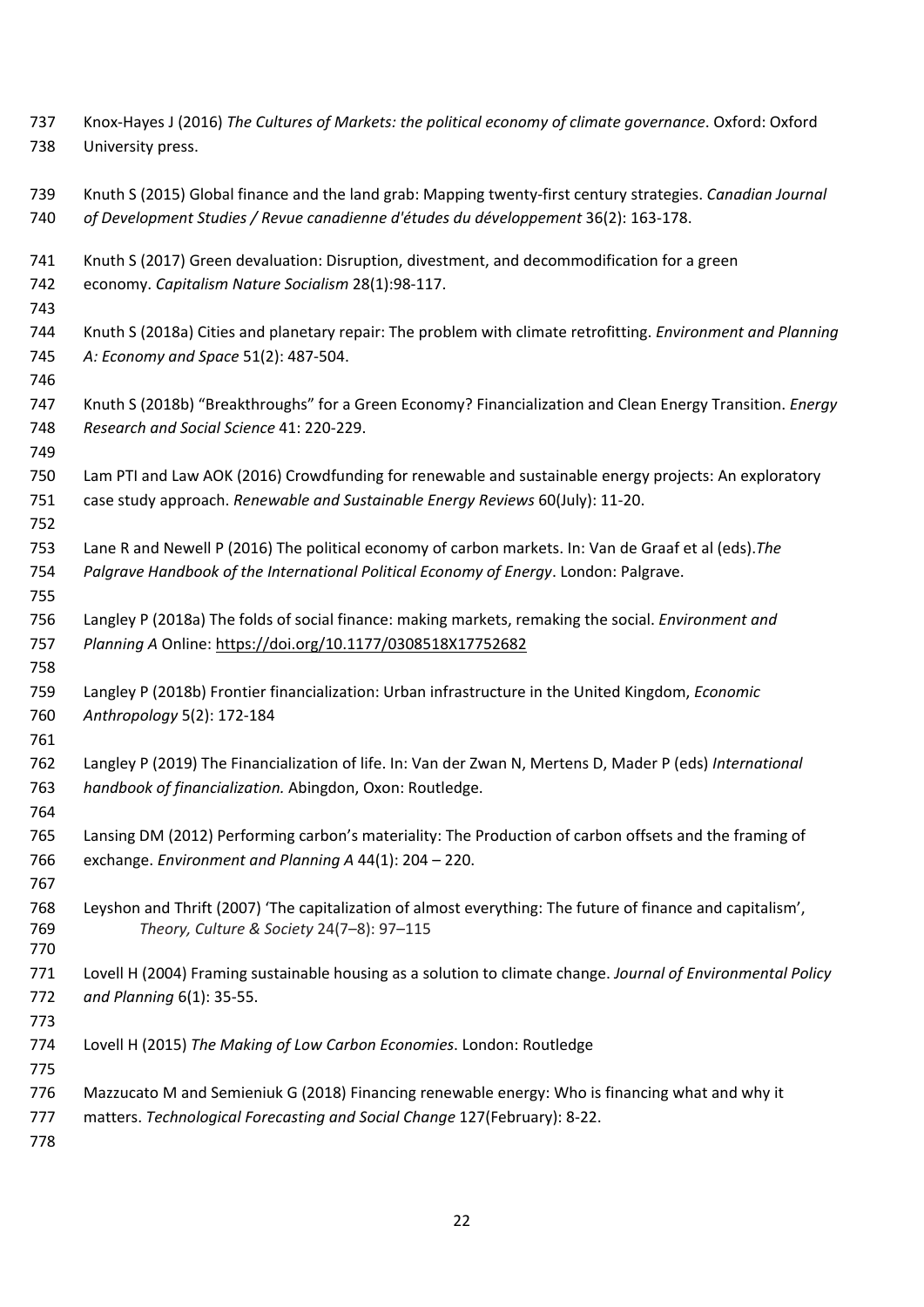Knox-Hayes J (2016) *The Cultures of Markets: the political economy of climate governance*. Oxford: Oxford University press.

Knuth S (2015) Global finance and the land grab: Mapping twenty-first century strategies. *Canadian Journal of Development Studies / Revue canadienne d'études du développement* 36(2): 163-178.

Knuth S (2017) Green devaluation: Disruption, divestment, and decommodification for a green economy. *Capitalism Nature Socialism* 28(1):98-117.

Knuth S (2018a) Cities and planetary repair: The problem with climate retrofitting. *Environment and Planning A: Economy and Space* 51(2): 487-504.

Knuth S (2018b) "Breakthroughs" for a Green Economy? Financialization and Clean Energy Transition. *Energy Research and Social Science* 41: 220-229.

Lam PTI and Law AOK (2016) Crowdfunding for renewable and sustainable energy projects: An exploratory case study approach. *Renewable and Sustainable Energy Reviews* 60(July): 11-20.

Lane R and Newell P (2016) The political economy of carbon markets. In: Van de Graaf et al (eds).*The Palgrave Handbook of the International Political Economy of Energy*. London: Palgrave.

Langley P (2018a) The folds of social finance: making markets, remaking the social. *Environment and Planning A* Online: https://doi.org/10.1177/0308518X17752682

Langley P (2018b) Frontier financialization: Urban infrastructure in the United Kingdom, *Economic Anthropology* 5(2): 172-184

Langley P (2019) The Financialization of life. In: Van der Zwan N, Mertens D, Mader P (eds) *International handbook of financialization.* Abingdon, Oxon: Routledge.

Lansing DM (2012) Performing carbon's materiality: The Production of carbon offsets and the framing of exchange. *Environment and Planning A* 44(1): 204 – 220.

Leyshon and Thrift (2007) 'The capitalization of almost everything: The future of finance and capitalism', *Theory, Culture & Society* 24(7–8): 97–115

Lovell H (2004) Framing sustainable housing as a solution to climate change. *Journal of Environmental Policy and Planning* 6(1): 35-55.

Lovell H (2015) *The Making of Low Carbon Economies*. London: Routledge

Mazzucato M and Semieniuk G (2018) Financing renewable energy: Who is financing what and why it matters. *Technological Forecasting and Social Change* 127(February): 8-22.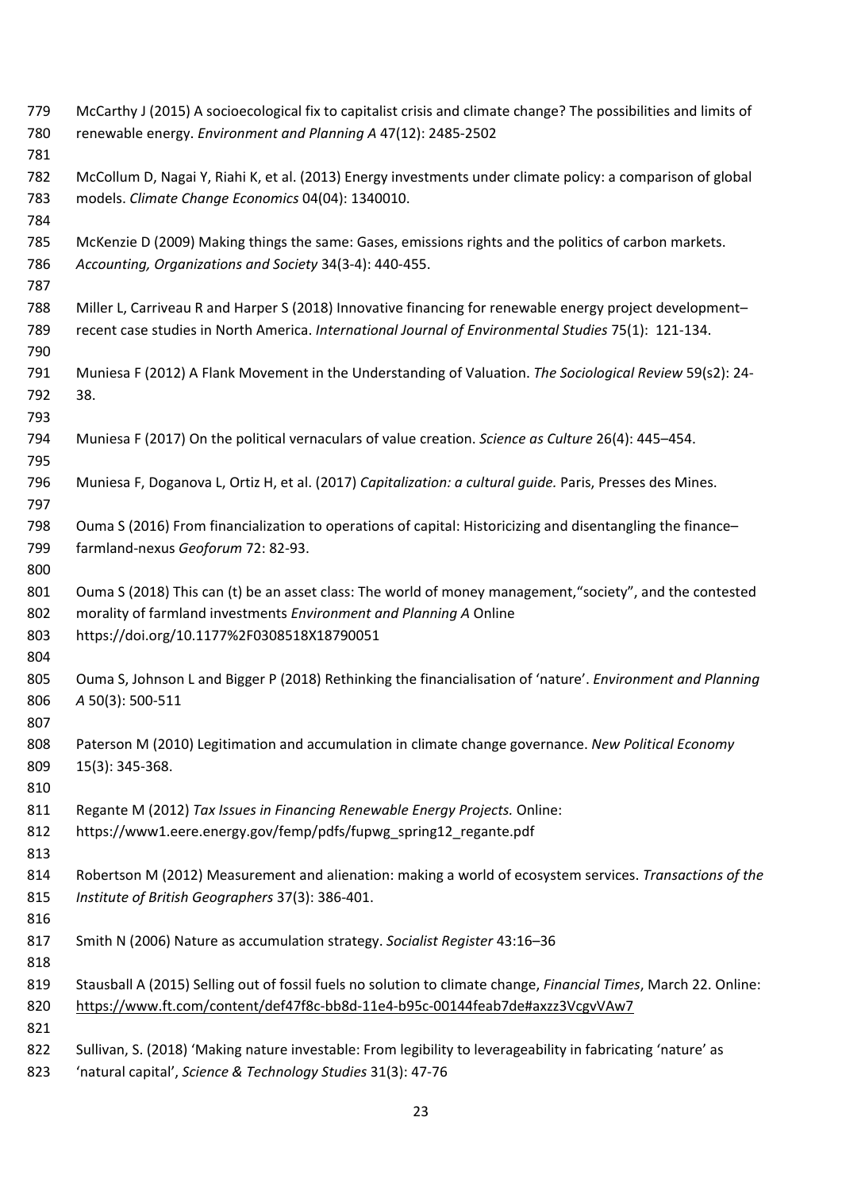McCarthy J (2015) A socioecological fix to capitalist crisis and climate change? The possibilities and limits of renewable energy. *Environment and Planning A* 47(12): 2485-2502

McCollum D, Nagai Y, Riahi K, et al. (2013) Energy investments under climate policy: a comparison of global models. *Climate Change Economics* 04(04): 1340010.

McKenzie D (2009) Making things the same: Gases, emissions rights and the politics of carbon markets. *Accounting, Organizations and Society* 34(3-4): 440-455.

Miller L, Carriveau R and Harper S (2018) Innovative financing for renewable energy project development–recent case studies in North America. *International Journal of Environmental Studies* 75(1): 121-134.

Muniesa F (2012) A Flank Movement in the Understanding of Valuation. *The Sociological Review* 59(s2): 24-38.

Muniesa F (2017) On the political vernaculars of value creation. *Science as Culture* 26(4): 445–454.

Muniesa F, Doganova L, Ortiz H, et al. (2017) *Capitalization: a cultural guide.* Paris, Presses des Mines.

Ouma S (2016) From financialization to operations of capital: Historicizing and disentangling the finance–farmland-nexus *Geoforum* 72: 82-93.

Ouma S (2018) This can (t) be an asset class: The world of money management,"society", and the contested morality of farmland investments *Environment and Planning A* Online https://doi.org/10.1177%2F0308518X18790051

Ouma S, Johnson L and Bigger P (2018) Rethinking the financialisation of 'nature'. *Environment and Planning A* 50(3): 500-511

Paterson M (2010) Legitimation and accumulation in climate change governance. *New Political Economy* 15(3): 345-368.

Regante M (2012) *Tax Issues in Financing Renewable Energy Projects.* Online: https://www1.eere.energy.gov/femp/pdfs/fupwg_spring12_regante.pdf

Robertson M (2012) Measurement and alienation: making a world of ecosystem services. *Transactions of the Institute of British Geographers* 37(3): 386-401.

Smith N (2006) Nature as accumulation strategy. *Socialist Register* 43:16–36

Stausball A (2015) Selling out of fossil fuels no solution to climate change, *Financial Times*, March 22. Online: https://www.ft.com/content/def47f8c-bb8d-11e4-b95c-00144feab7de#axzz3VcgvVAw7

Sullivan, S. (2018) 'Making nature investable: From legibility to leverageability in fabricating 'nature' as 'natural capital', *Science & Technology Studies* 31(3): 47-76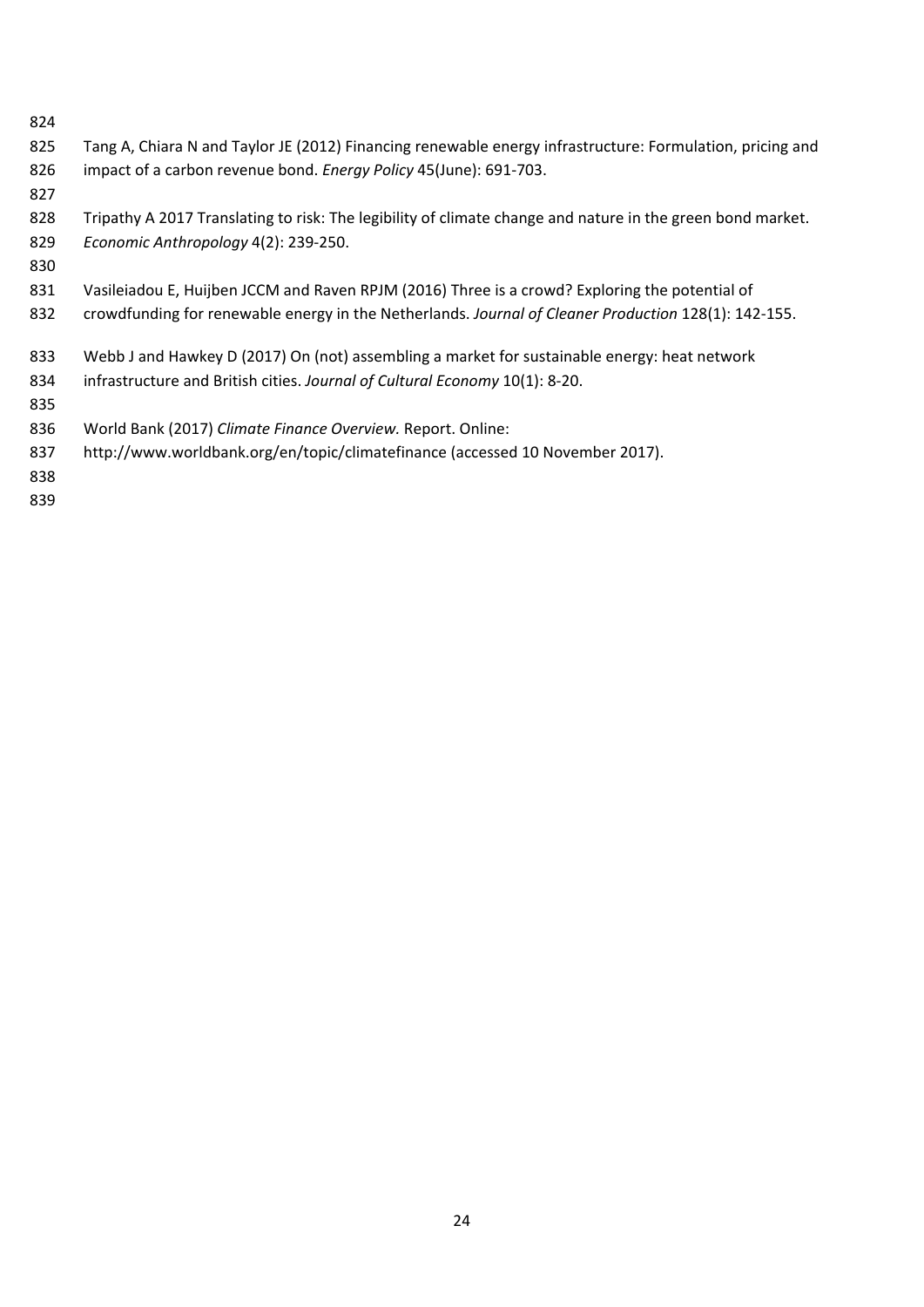Tang A, Chiara N and Taylor JE (2012) Financing renewable energy infrastructure: Formulation, pricing and impact of a carbon revenue bond. *Energy Policy* 45(June): 691-703.

Tripathy A 2017 Translating to risk: The legibility of climate change and nature in the green bond market. *Economic Anthropology* 4(2): 239-250.

Vasileiadou E, Huijben JCCM and Raven RPJM (2016) Three is a crowd? Exploring the potential of crowdfunding for renewable energy in the Netherlands. *Journal of Cleaner Production* 128(1): 142-155.

Webb J and Hawkey D (2017) On (not) assembling a market for sustainable energy: heat network infrastructure and British cities. *Journal of Cultural Economy* 10(1): 8-20.

World Bank (2017) *Climate Finance Overview.* Report. Online: http://www.worldbank.org/en/topic/climatefinance (accessed 10 November 2017).